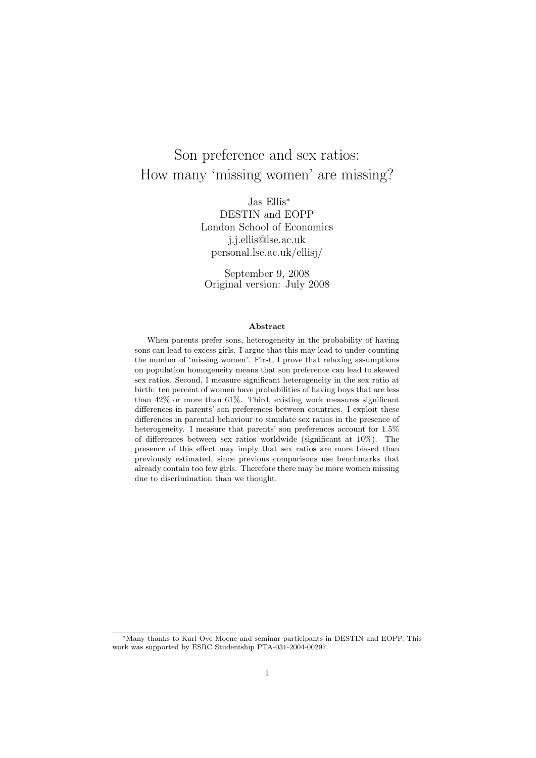# Son preference and sex ratios: How many 'missing women' are missing?

Jas Ellis[*]
DESTIN and EOPP
London School of Economics
j.j.ellis@lse.ac.uk
personal.lse.ac.uk/ellisj/

September 9, 2008
Original version: July 2008

### Abstract

When parents prefer sons, heterogeneity in the probability of having sons can lead to excess girls. I argue that this may lead to under-counting the number of 'missing women'. First, I prove that relaxing assumptions on population homogeneity means that son preference can lead to skewed sex ratios. Second, I measure significant heterogeneity in the sex ratio at birth: ten percent of women have probabilities of having boys that are less than 42% or more than 61%. Third, existing work measures significant differences in parents' son preferences between countries. I exploit these differences in parental behaviour to simulate sex ratios in the presence of heterogeneity. I measure that parents' son preferences account for 1.5% of differences between sex ratios worldwide (significant at 10%). The presence of this effect may imply that sex ratios are more biased than previously estimated, since previous comparisons use benchmarks that already contain too few girls. Therefore there may be more women missing due to discrimination than we thought.

---

[*]Many thanks to Karl Ove Moene and seminar participants in DESTIN and EOPP. This work was supported by ESRC Studentship PTA-031-2004-00297.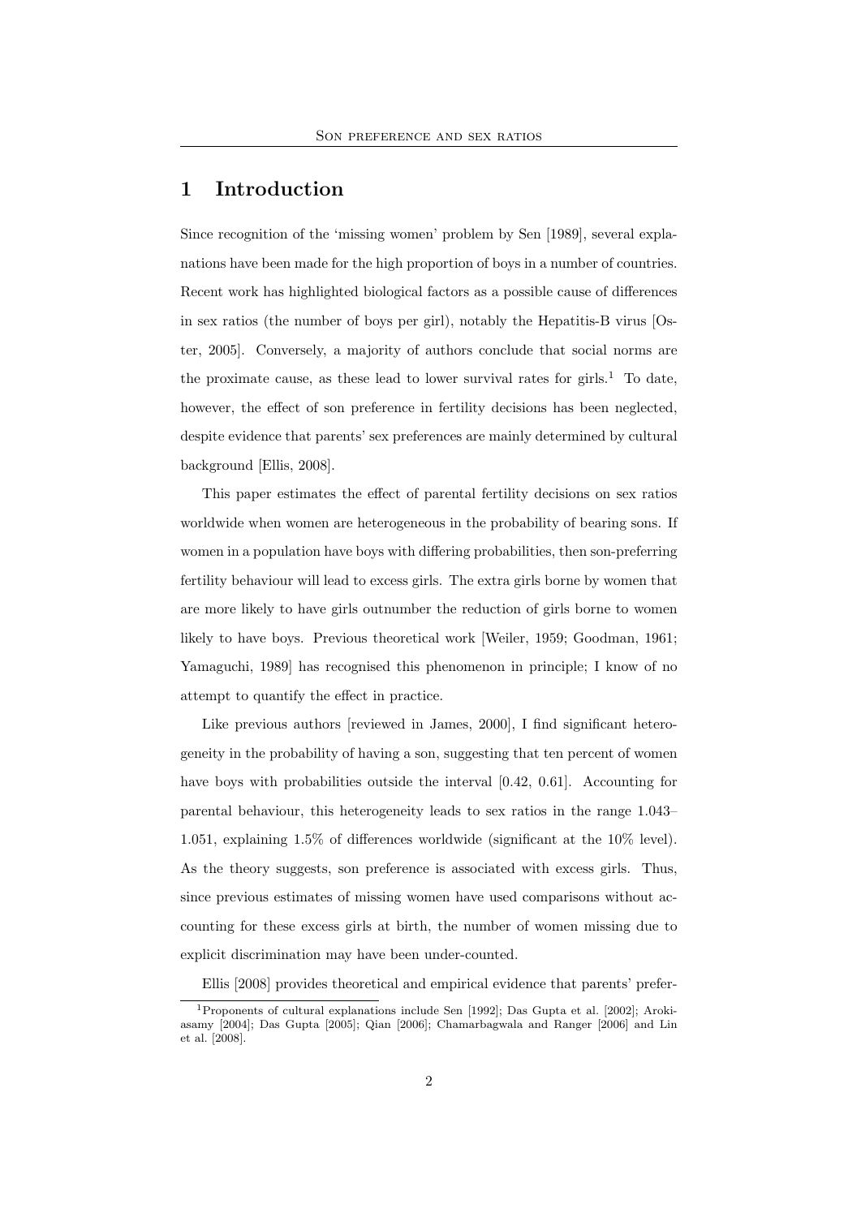# 1 Introduction

Since recognition of the 'missing women' problem by Sen [1989], several explanations have been made for the high proportion of boys in a number of countries. Recent work has highlighted biological factors as a possible cause of differences in sex ratios (the number of boys per girl), notably the Hepatitis-B virus [Oster, 2005]. Conversely, a majority of authors conclude that social norms are the proximate cause, as these lead to lower survival rates for girls.[1] To date, however, the effect of son preference in fertility decisions has been neglected, despite evidence that parents' sex preferences are mainly determined by cultural background [Ellis, 2008].

This paper estimates the effect of parental fertility decisions on sex ratios worldwide when women are heterogeneous in the probability of bearing sons. If women in a population have boys with differing probabilities, then son-preferring fertility behaviour will lead to excess girls. The extra girls borne by women that are more likely to have girls outnumber the reduction of girls borne to women likely to have boys. Previous theoretical work [Weiler, 1959; Goodman, 1961; Yamaguchi, 1989] has recognised this phenomenon in principle; I know of no attempt to quantify the effect in practice.

Like previous authors [reviewed in James, 2000], I find significant heterogeneity in the probability of having a son, suggesting that ten percent of women have boys with probabilities outside the interval [0.42, 0.61]. Accounting for parental behaviour, this heterogeneity leads to sex ratios in the range 1.043–1.051, explaining 1.5% of differences worldwide (significant at the 10% level). As the theory suggests, son preference is associated with excess girls. Thus, since previous estimates of missing women have used comparisons without accounting for these excess girls at birth, the number of women missing due to explicit discrimination may have been under-counted.

Ellis [2008] provides theoretical and empirical evidence that parents' prefer-

[1] Proponents of cultural explanations include Sen [1992]; Das Gupta et al. [2002]; Arokiasamy [2004]; Das Gupta [2005]; Qian [2006]; Chamarbagwala and Ranger [2006] and Lin et al. [2008].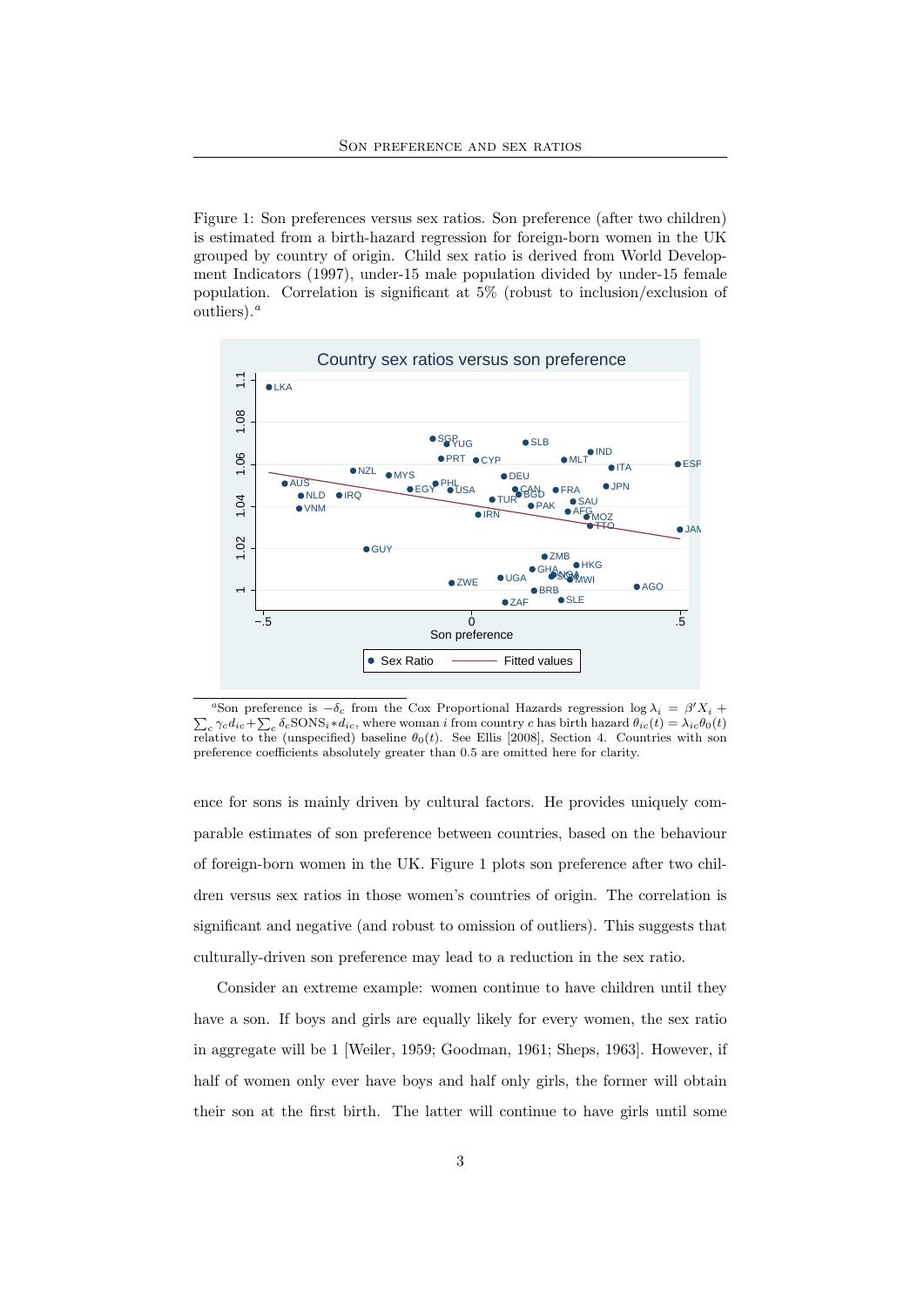Figure 1: Son preferences versus sex ratios. Son preference (after two children) is estimated from a birth-hazard regression for foreign-born women in the UK grouped by country of origin. Child sex ratio is derived from World Development Indicators (1997), under-15 male population divided by under-15 female population. Correlation is significant at 5% (robust to inclusion/exclusion of outliers).[a]

[a] Son preference is $-\delta_c$ from the Cox Proportional Hazards regression $\log \lambda_i = \beta' X_i + \sum_c \gamma_c d_{ic} + \sum_c \delta_c \text{SONS}_i * d_{ic}$, where woman $i$ from country $c$ has birth hazard $\theta_{ic}(t) = \lambda_{ic}\theta_0(t)$ relative to the (unspecified) baseline $\theta_0(t)$. See Ellis [2008], Section 4. Countries with son preference coefficients absolutely greater than 0.5 are omitted here for clarity.

ence for sons is mainly driven by cultural factors. He provides uniquely comparable estimates of son preference between countries, based on the behaviour of foreign-born women in the UK. Figure 1 plots son preference after two children versus sex ratios in those women's countries of origin. The correlation is significant and negative (and robust to omission of outliers). This suggests that culturally-driven son preference may lead to a reduction in the sex ratio.

Consider an extreme example: women continue to have children until they have a son. If boys and girls are equally likely for every women, the sex ratio in aggregate will be 1 [Weiler, 1959; Goodman, 1961; Sheps, 1963]. However, if half of women only ever have boys and half only girls, the former will obtain their son at the first birth. The latter will continue to have girls until some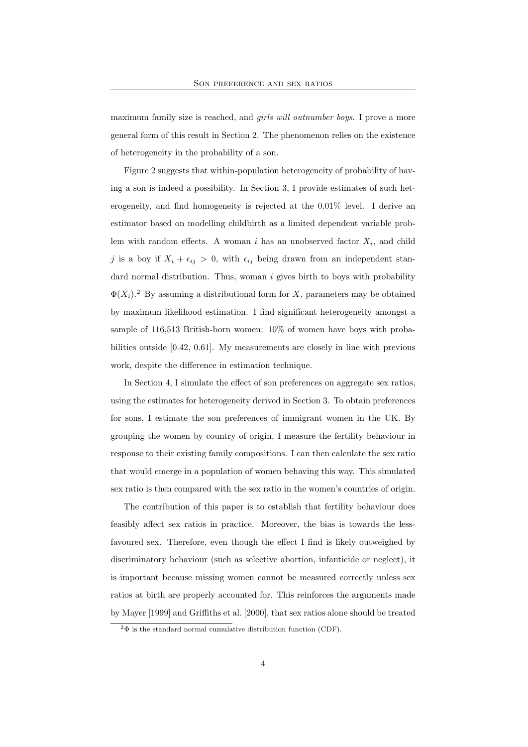maximum family size is reached, and *girls will outnumber boys*. I prove a more general form of this result in Section 2. The phenomenon relies on the existence of heterogeneity in the probability of a son.

Figure 2 suggests that within-population heterogeneity of probability of having a son is indeed a possibility. In Section 3, I provide estimates of such heterogeneity, and find homogeneity is rejected at the 0.01% level. I derive an estimator based on modelling childbirth as a limited dependent variable problem with random effects. A woman $i$ has an unobserved factor $X_i$, and child $j$ is a boy if $X_i + \epsilon_{ij} > 0$, with $\epsilon_{ij}$ being drawn from an independent standard normal distribution. Thus, woman $i$ gives birth to boys with probability $\Phi(X_i)$.[2] By assuming a distributional form for $X$, parameters may be obtained by maximum likelihood estimation. I find significant heterogeneity amongst a sample of 116,513 British-born women: 10% of women have boys with probabilities outside [0.42, 0.61]. My measurements are closely in line with previous work, despite the difference in estimation technique.

In Section 4, I simulate the effect of son preferences on aggregate sex ratios, using the estimates for heterogeneity derived in Section 3. To obtain preferences for sons, I estimate the son preferences of immigrant women in the UK. By grouping the women by country of origin, I measure the fertility behaviour in response to their existing family compositions. I can then calculate the sex ratio that would emerge in a population of women behaving this way. This simulated sex ratio is then compared with the sex ratio in the women's countries of origin.

The contribution of this paper is to establish that fertility behaviour does feasibly affect sex ratios in practice. Moreover, the bias is towards the less-favoured sex. Therefore, even though the effect I find is likely outweighed by discriminatory behaviour (such as selective abortion, infanticide or neglect), it is important because missing women cannot be measured correctly unless sex ratios at birth are properly accounted for. This reinforces the arguments made by Mayer [1999] and Griffiths et al. [2000], that sex ratios alone should be treated

[2] $\Phi$ is the standard normal cumulative distribution function (CDF).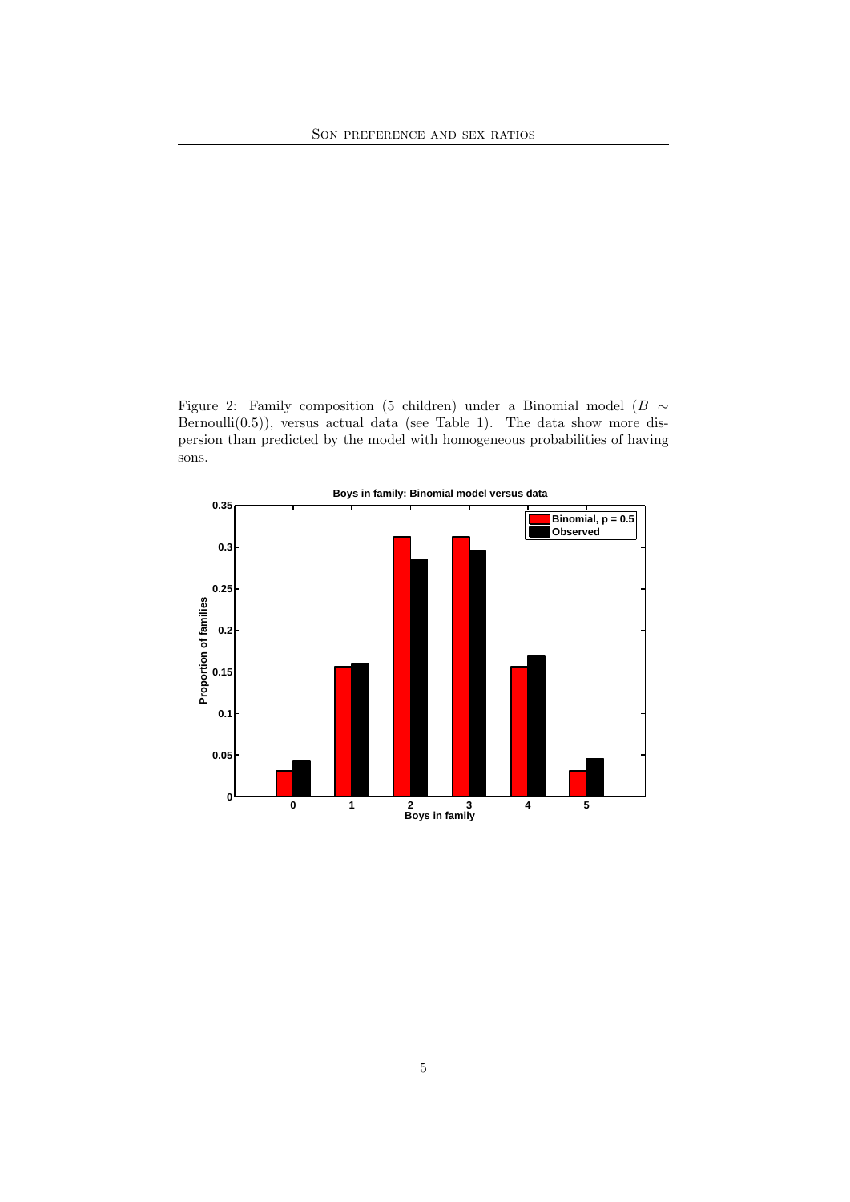Figure 2: Family composition (5 children) under a Binomial model ($B \sim$ Bernoulli(0.5)), versus actual data (see Table 1). The data show more dispersion than predicted by the model with homogeneous probabilities of having sons.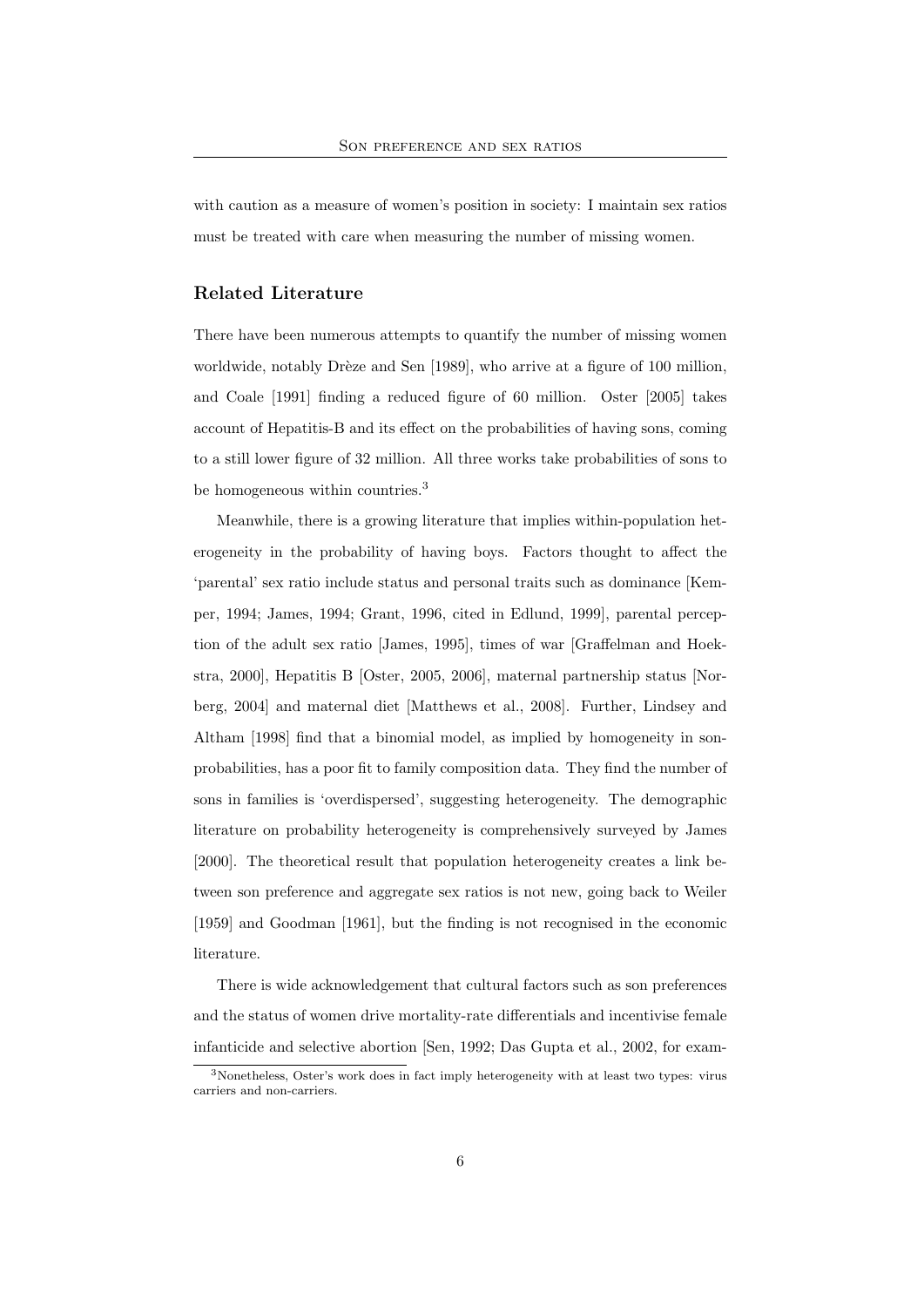with caution as a measure of women's position in society: I maintain sex ratios must be treated with care when measuring the number of missing women.

## Related Literature

There have been numerous attempts to quantify the number of missing women worldwide, notably Drèze and Sen [1989], who arrive at a figure of 100 million, and Coale [1991] finding a reduced figure of 60 million. Oster [2005] takes account of Hepatitis-B and its effect on the probabilities of having sons, coming to a still lower figure of 32 million. All three works take probabilities of sons to be homogeneous within countries.[3]

Meanwhile, there is a growing literature that implies within-population heterogeneity in the probability of having boys. Factors thought to affect the 'parental' sex ratio include status and personal traits such as dominance [Kemper, 1994; James, 1994; Grant, 1996, cited in Edlund, 1999], parental perception of the adult sex ratio [James, 1995], times of war [Graffelman and Hoekstra, 2000], Hepatitis B [Oster, 2005, 2006], maternal partnership status [Norberg, 2004] and maternal diet [Matthews et al., 2008]. Further, Lindsey and Altham [1998] find that a binomial model, as implied by homogeneity in son-probabilities, has a poor fit to family composition data. They find the number of sons in families is 'overdispersed', suggesting heterogeneity. The demographic literature on probability heterogeneity is comprehensively surveyed by James [2000]. The theoretical result that population heterogeneity creates a link between son preference and aggregate sex ratios is not new, going back to Weiler [1959] and Goodman [1961], but the finding is not recognised in the economic literature.

There is wide acknowledgement that cultural factors such as son preferences and the status of women drive mortality-rate differentials and incentivise female infanticide and selective abortion [Sen, 1992; Das Gupta et al., 2002, for exam-

[3] Nonetheless, Oster's work does in fact imply heterogeneity with at least two types: virus carriers and non-carriers.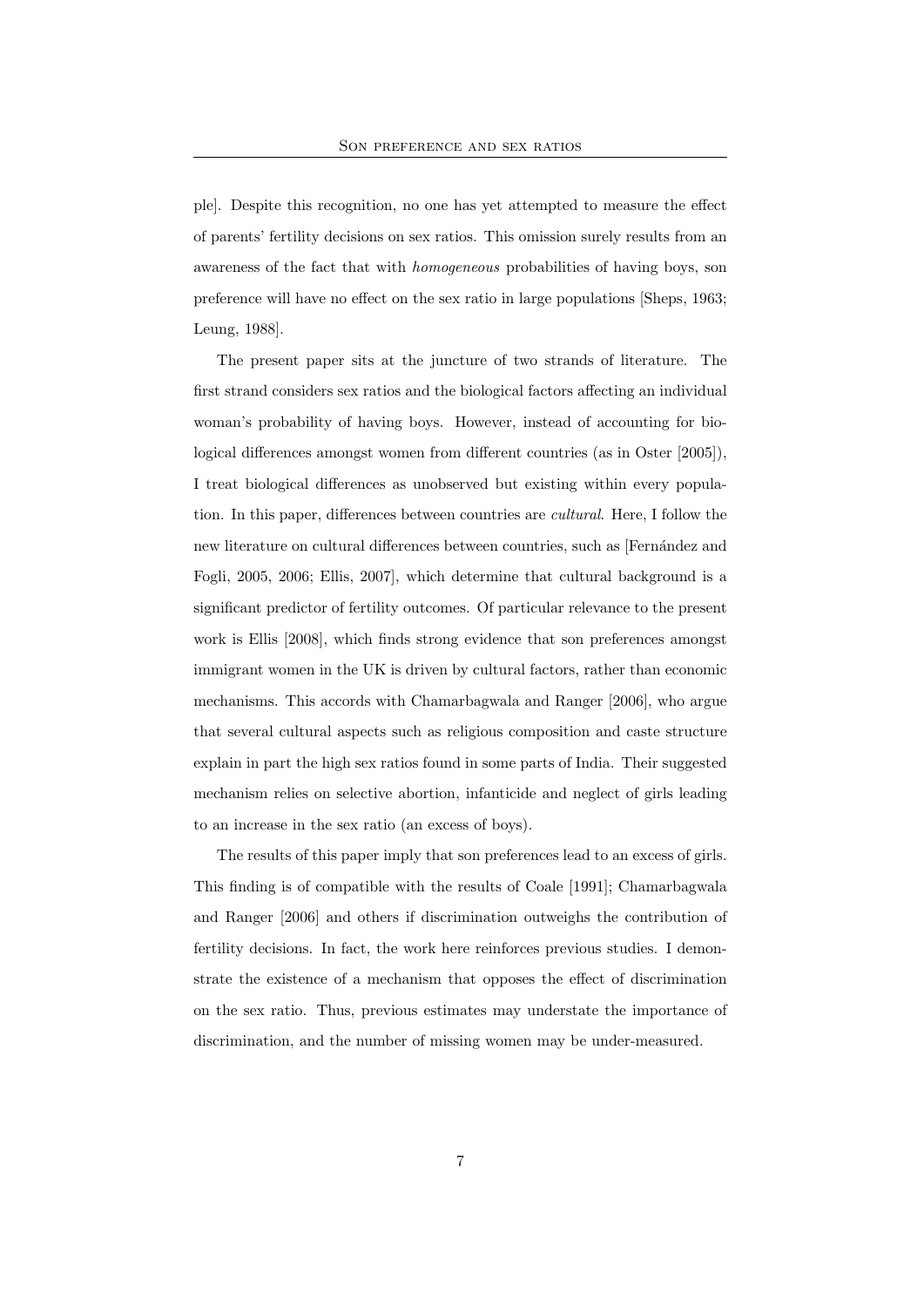ple]. Despite this recognition, no one has yet attempted to measure the effect of parents' fertility decisions on sex ratios. This omission surely results from an awareness of the fact that with *homogeneous* probabilities of having boys, son preference will have no effect on the sex ratio in large populations [Sheps, 1963; Leung, 1988].

The present paper sits at the juncture of two strands of literature. The first strand considers sex ratios and the biological factors affecting an individual woman's probability of having boys. However, instead of accounting for biological differences amongst women from different countries (as in Oster [2005]), I treat biological differences as unobserved but existing within every population. In this paper, differences between countries are *cultural*. Here, I follow the new literature on cultural differences between countries, such as [Fernández and Fogli, 2005, 2006; Ellis, 2007], which determine that cultural background is a significant predictor of fertility outcomes. Of particular relevance to the present work is Ellis [2008], which finds strong evidence that son preferences amongst immigrant women in the UK is driven by cultural factors, rather than economic mechanisms. This accords with Chamarbagwala and Ranger [2006], who argue that several cultural aspects such as religious composition and caste structure explain in part the high sex ratios found in some parts of India. Their suggested mechanism relies on selective abortion, infanticide and neglect of girls leading to an increase in the sex ratio (an excess of boys).

The results of this paper imply that son preferences lead to an excess of girls. This finding is of compatible with the results of Coale [1991]; Chamarbagwala and Ranger [2006] and others if discrimination outweighs the contribution of fertility decisions. In fact, the work here reinforces previous studies. I demonstrate the existence of a mechanism that opposes the effect of discrimination on the sex ratio. Thus, previous estimates may understate the importance of discrimination, and the number of missing women may be under-measured.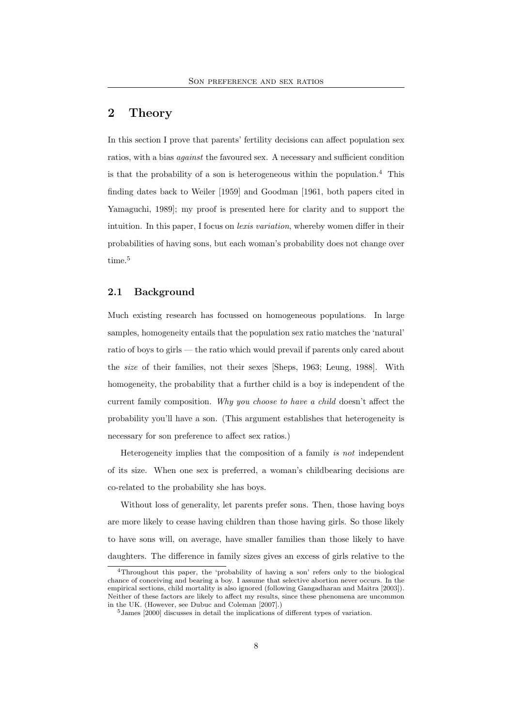## 2 Theory

In this section I prove that parents' fertility decisions can affect population sex ratios, with a bias *against* the favoured sex. A necessary and sufficient condition is that the probability of a son is heterogeneous within the population.[4] This finding dates back to Weiler [1959] and Goodman [1961, both papers cited in Yamaguchi, 1989]; my proof is presented here for clarity and to support the intuition. In this paper, I focus on *lexis variation*, whereby women differ in their probabilities of having sons, but each woman's probability does not change over time.[5]

### 2.1 Background

Much existing research has focussed on homogeneous populations. In large samples, homogeneity entails that the population sex ratio matches the 'natural' ratio of boys to girls — the ratio which would prevail if parents only cared about the *size* of their families, not their sexes [Sheps, 1963; Leung, 1988]. With homogeneity, the probability that a further child is a boy is independent of the current family composition. *Why you choose to have a child* doesn't affect the probability you'll have a son. (This argument establishes that heterogeneity is necessary for son preference to affect sex ratios.)

Heterogeneity implies that the composition of a family *is not* independent of its size. When one sex is preferred, a woman's childbearing decisions are co-related to the probability she has boys.

Without loss of generality, let parents prefer sons. Then, those having boys are more likely to cease having children than those having girls. So those likely to have sons will, on average, have smaller families than those likely to have daughters. The difference in family sizes gives an excess of girls relative to the

---

[4] Throughout this paper, the 'probability of having a son' refers only to the biological chance of conceiving and bearing a boy. I assume that selective abortion never occurs. In the empirical sections, child mortality is also ignored (following Gangadharan and Maitra [2003]). Neither of these factors are likely to affect my results, since these phenomena are uncommon in the UK. (However, see Dubuc and Coleman [2007].)

[5] James [2000] discusses in detail the implications of different types of variation.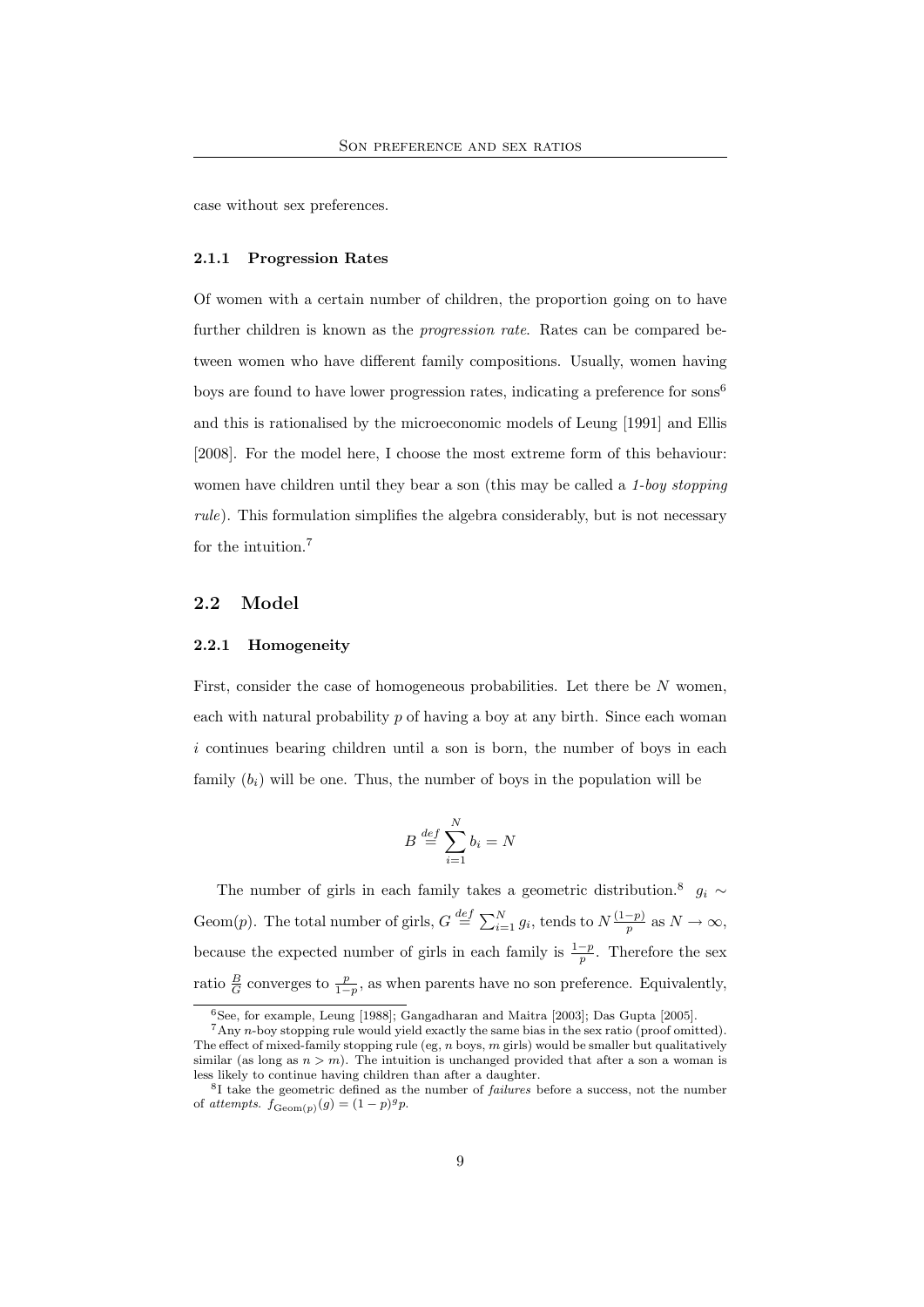case without sex preferences.

### 2.1.1 Progression Rates

Of women with a certain number of children, the proportion going on to have further children is known as the *progression rate*. Rates can be compared between women who have different family compositions. Usually, women having boys are found to have lower progression rates, indicating a preference for sons[6] and this is rationalised by the microeconomic models of Leung [1991] and Ellis [2008]. For the model here, I choose the most extreme form of this behaviour: women have children until they bear a son (this may be called a *1-boy stopping rule*). This formulation simplifies the algebra considerably, but is not necessary for the intuition.[7]

## 2.2 Model

### 2.2.1 Homogeneity

First, consider the case of homogeneous probabilities. Let there be $N$ women, each with natural probability $p$ of having a boy at any birth. Since each woman $i$ continues bearing children until a son is born, the number of boys in each family ($b_i$) will be one. Thus, the number of boys in the population will be

$$B \stackrel{def}{=} \sum_{i=1}^{N} b_i = N$$

The number of girls in each family takes a geometric distribution.[8] $g_i \sim \text{Geom}(p)$. The total number of girls, $G \stackrel{def}{=} \sum_{i=1}^{N} g_i$, tends to $N\frac{(1-p)}{p}$ as $N \to \infty$, because the expected number of girls in each family is $\frac{1-p}{p}$. Therefore the sex ratio $\frac{B}{G}$ converges to $\frac{p}{1-p}$, as when parents have no son preference. Equivalently,

---

[6] See, for example, Leung [1988]; Gangadharan and Maitra [2003]; Das Gupta [2005].

[7] Any $n$-boy stopping rule would yield exactly the same bias in the sex ratio (proof omitted). The effect of mixed-family stopping rule (eg, $n$ boys, $m$ girls) would be smaller but qualitatively similar (as long as $n > m$). The intuition is unchanged provided that after a son a woman is less likely to continue having children than after a daughter.

[8] I take the geometric defined as the number of *failures* before a success, not the number of *attempts*. $f_{\text{Geom}(p)}(g) = (1-p)^g p$.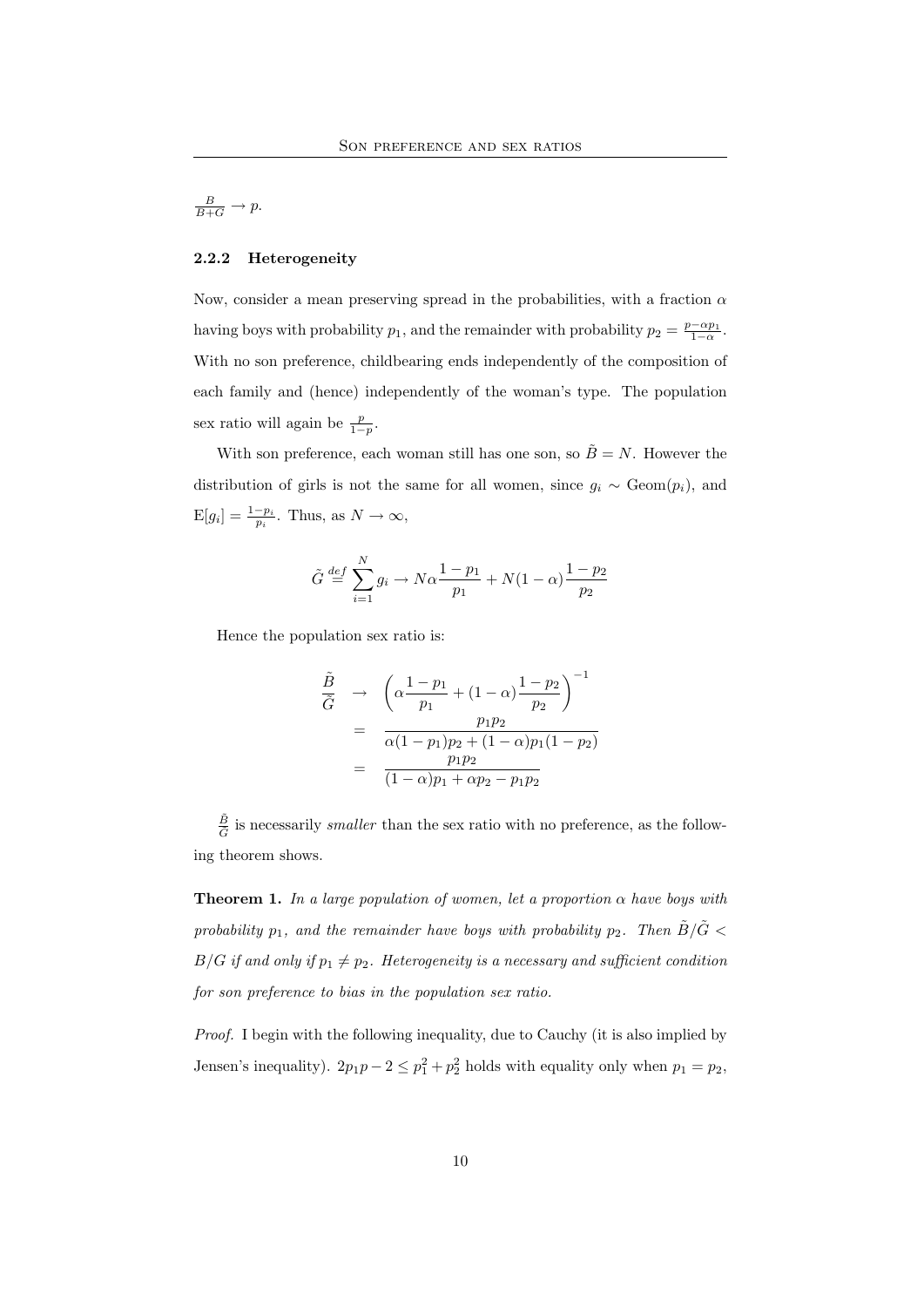$\frac{B}{B+G} \to p$.

### 2.2.2 Heterogeneity

Now, consider a mean preserving spread in the probabilities, with a fraction $\alpha$ having boys with probability $p_1$, and the remainder with probability $p_2 = \frac{p - \alpha p_1}{1-\alpha}$. With no son preference, childbearing ends independently of the composition of each family and (hence) independently of the woman's type. The population sex ratio will again be $\frac{p}{1-p}$.

With son preference, each woman still has one son, so $\tilde{B} = N$. However the distribution of girls is not the same for all women, since $g_i \sim \text{Geom}(p_i)$, and $\text{E}[g_i] = \frac{1-p_i}{p_i}$. Thus, as $N \to \infty$,

$$\tilde{G} \stackrel{def}{=} \sum_{i=1}^{N} g_i \to N\alpha \frac{1-p_1}{p_1} + N(1-\alpha)\frac{1-p_2}{p_2}$$

Hence the population sex ratio is:

$$\begin{aligned}
\frac{\tilde{B}}{\tilde{G}} &\to \left(\alpha \frac{1-p_1}{p_1} + (1-\alpha)\frac{1-p_2}{p_2}\right)^{-1} \\
&= \frac{p_1 p_2}{\alpha(1-p_1)p_2 + (1-\alpha)p_1(1-p_2)} \\
&= \frac{p_1 p_2}{(1-\alpha)p_1 + \alpha p_2 - p_1 p_2}
\end{aligned}$$

$\frac{\tilde{B}}{\tilde{G}}$ is necessarily *smaller* than the sex ratio with no preference, as the following theorem shows.

**Theorem 1.** *In a large population of women, let a proportion $\alpha$ have boys with probability $p_1$, and the remainder have boys with probability $p_2$. Then $\tilde{B}/\tilde{G} < B/G$ if and only if $p_1 \neq p_2$. Heterogeneity is a necessary and sufficient condition for son preference to bias in the population sex ratio.*

*Proof.* I begin with the following inequality, due to Cauchy (it is also implied by Jensen's inequality). $2p_1 p - 2 \leq p_1^2 + p_2^2$ holds with equality only when $p_1 = p_2$,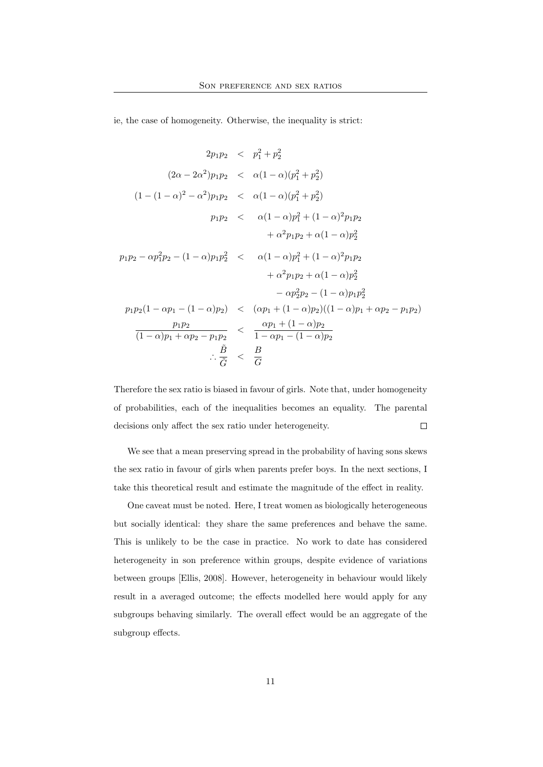ie, the case of homogeneity. Otherwise, the inequality is strict:

$$
\begin{aligned}
2p_1p_2 &< p_1^2 + p_2^2 \\
(2\alpha - 2\alpha^2)p_1p_2 &< \alpha(1-\alpha)(p_1^2 + p_2^2) \\
(1 - (1-\alpha)^2 - \alpha^2)p_1p_2 &< \alpha(1-\alpha)(p_1^2 + p_2^2) \\
p_1p_2 &< \alpha(1-\alpha)p_1^2 + (1-\alpha)^2 p_1p_2 \\
&\quad + \alpha^2 p_1p_2 + \alpha(1-\alpha)p_2^2 \\
p_1p_2 - \alpha p_1^2 p_2 - (1-\alpha)p_1p_2^2 &< \alpha(1-\alpha)p_1^2 + (1-\alpha)^2 p_1p_2 \\
&\quad + \alpha^2 p_1p_2 + \alpha(1-\alpha)p_2^2 \\
&\quad - \alpha p_2^2 p_2 - (1-\alpha)p_1p_2^2 \\
p_1p_2(1 - \alpha p_1 - (1-\alpha)p_2) &< (\alpha p_1 + (1-\alpha)p_2)((1-\alpha)p_1 + \alpha p_2 - p_1p_2) \\
\frac{p_1p_2}{(1-\alpha)p_1 + \alpha p_2 - p_1p_2} &< \frac{\alpha p_1 + (1-\alpha)p_2}{1 - \alpha p_1 - (1-\alpha)p_2} \\
\therefore \frac{\tilde{B}}{\tilde{G}} &< \frac{B}{G}
\end{aligned}
$$

Therefore the sex ratio is biased in favour of girls. Note that, under homogeneity of probabilities, each of the inequalities becomes an equality. The parental decisions only affect the sex ratio under heterogeneity. □

We see that a mean preserving spread in the probability of having sons skews the sex ratio in favour of girls when parents prefer boys. In the next sections, I take this theoretical result and estimate the magnitude of the effect in reality.

One caveat must be noted. Here, I treat women as biologically heterogeneous but socially identical: they share the same preferences and behave the same. This is unlikely to be the case in practice. No work to date has considered heterogeneity in son preference within groups, despite evidence of variations between groups [Ellis, 2008]. However, heterogeneity in behaviour would likely result in a averaged outcome; the effects modelled here would apply for any subgroups behaving similarly. The overall effect would be an aggregate of the subgroup effects.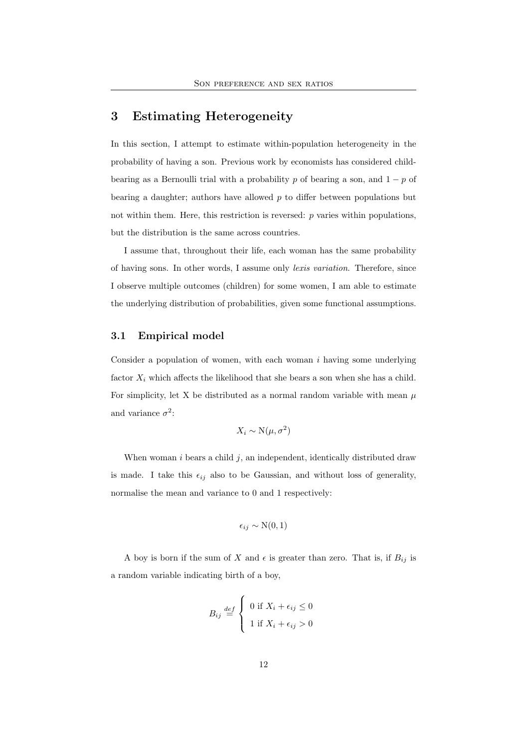## 3 Estimating Heterogeneity

In this section, I attempt to estimate within-population heterogeneity in the probability of having a son. Previous work by economists has considered child-bearing as a Bernoulli trial with a probability $p$ of bearing a son, and $1 - p$ of bearing a daughter; authors have allowed $p$ to differ between populations but not within them. Here, this restriction is reversed: $p$ varies within populations, but the distribution is the same across countries.

I assume that, throughout their life, each woman has the same probability of having sons. In other words, I assume only *lexis variation*. Therefore, since I observe multiple outcomes (children) for some women, I am able to estimate the underlying distribution of probabilities, given some functional assumptions.

### 3.1 Empirical model

Consider a population of women, with each woman $i$ having some underlying factor $X_i$ which affects the likelihood that she bears a son when she has a child. For simplicity, let X be distributed as a normal random variable with mean $\mu$ and variance $\sigma^2$:

$$X_i \sim \mathrm{N}(\mu, \sigma^2)$$

When woman $i$ bears a child $j$, an independent, identically distributed draw is made. I take this $\epsilon_{ij}$ also to be Gaussian, and without loss of generality, normalise the mean and variance to 0 and 1 respectively:

$$\epsilon_{ij} \sim \mathrm{N}(0, 1)$$

A boy is born if the sum of $X$ and $\epsilon$ is greater than zero. That is, if $B_{ij}$ is a random variable indicating birth of a boy,

$$B_{ij} \stackrel{def}{=} \begin{cases} 0 \text{ if } X_i + \epsilon_{ij} \leq 0 \\ 1 \text{ if } X_i + \epsilon_{ij} > 0 \end{cases}$$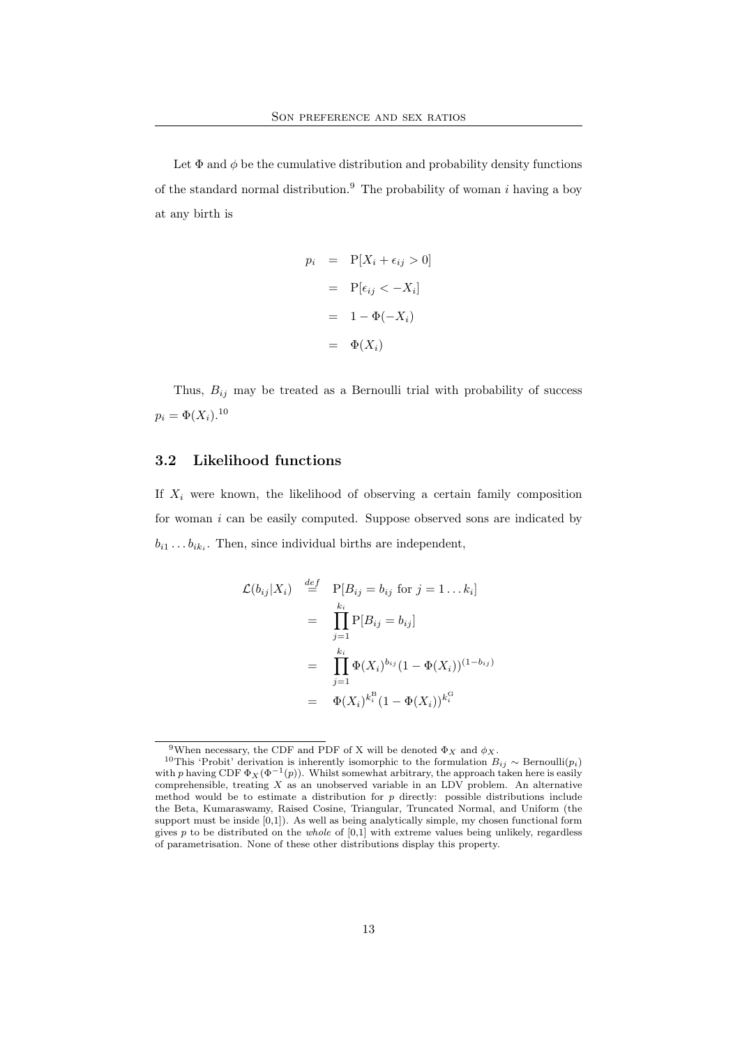Let $\Phi$ and $\phi$ be the cumulative distribution and probability density functions of the standard normal distribution.[9] The probability of woman $i$ having a boy at any birth is

$$
\begin{aligned}
p_i &= \mathrm{P}[X_i + \epsilon_{ij} > 0] \\
&= \mathrm{P}[\epsilon_{ij} < -X_i] \\
&= 1 - \Phi(-X_i) \\
&= \Phi(X_i)
\end{aligned}
$$

Thus, $B_{ij}$ may be treated as a Bernoulli trial with probability of success $p_i = \Phi(X_i)$.[10]

## 3.2 Likelihood functions

If $X_i$ were known, the likelihood of observing a certain family composition for woman $i$ can be easily computed. Suppose observed sons are indicated by $b_{i1} \dots b_{ik_i}$. Then, since individual births are independent,

$$
\begin{aligned}
\mathcal{L}(b_{ij}|X_i) &\stackrel{def}{=} \mathrm{P}[B_{ij} = b_{ij} \text{ for } j = 1 \dots k_i] \\
&= \prod_{j=1}^{k_i} \mathrm{P}[B_{ij} = b_{ij}] \\
&= \prod_{j=1}^{k_i} \Phi(X_i)^{b_{ij}} (1 - \Phi(X_i))^{(1-b_{ij})} \\
&= \Phi(X_i)^{k_i^{\mathrm{B}}} (1 - \Phi(X_i))^{k_i^{\mathrm{G}}}
\end{aligned}
$$

---

[9] When necessary, the CDF and PDF of X will be denoted $\Phi_X$ and $\phi_X$.

[10] This 'Probit' derivation is inherently isomorphic to the formulation $B_{ij} \sim \text{Bernoulli}(p_i)$ with $p$ having CDF $\Phi_X(\Phi^{-1}(p))$. Whilst somewhat arbitrary, the approach taken here is easily comprehensible, treating $X$ as an unobserved variable in an LDV problem. An alternative method would be to estimate a distribution for $p$ directly: possible distributions include the Beta, Kumaraswamy, Raised Cosine, Triangular, Truncated Normal, and Uniform (the support must be inside [0,1]). As well as being analytically simple, my chosen functional form gives $p$ to be distributed on the *whole* of [0,1] with extreme values being unlikely, regardless of parametrisation. None of these other distributions display this property.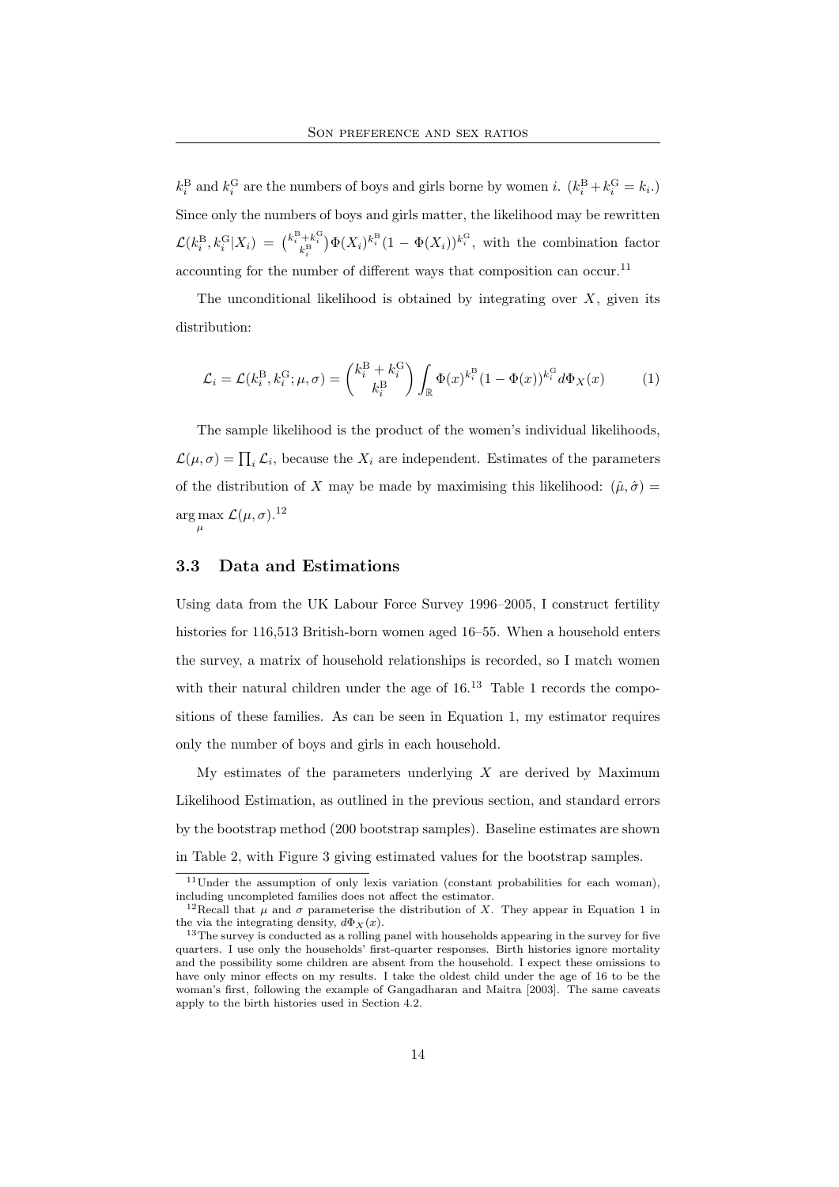$k_i^{\mathrm{B}}$ and $k_i^{\mathrm{G}}$ are the numbers of boys and girls borne by women $i$. ($k_i^{\mathrm{B}} + k_i^{\mathrm{G}} = k_i$.) Since only the numbers of boys and girls matter, the likelihood may be rewritten $\mathcal{L}(k_i^{\mathrm{B}}, k_i^{\mathrm{G}}|X_i) = \binom{k_i^{\mathrm{B}}+k_i^{\mathrm{G}}}{k_i^{\mathrm{B}}}\Phi(X_i)^{k_i^{\mathrm{B}}}(1-\Phi(X_i))^{k_i^{\mathrm{G}}}$, with the combination factor accounting for the number of different ways that composition can occur.[11]

The unconditional likelihood is obtained by integrating over $X$, given its distribution:

$$\mathcal{L}_i = \mathcal{L}(k_i^{\mathrm{B}}, k_i^{\mathrm{G}}; \mu, \sigma) = \binom{k_i^{\mathrm{B}} + k_i^{\mathrm{G}}}{k_i^{\mathrm{B}}} \int_{\mathbb{R}} \Phi(x)^{k_i^{\mathrm{B}}} (1-\Phi(x))^{k_i^{\mathrm{G}}} d\Phi_X(x) \qquad (1)$$

The sample likelihood is the product of the women's individual likelihoods, $\mathcal{L}(\mu, \sigma) = \prod_i \mathcal{L}_i$, because the $X_i$ are independent. Estimates of the parameters of the distribution of $X$ may be made by maximising this likelihood: $(\hat{\mu}, \hat{\sigma}) = \arg\max_{\mu} \mathcal{L}(\mu, \sigma)$.[12]

### 3.3 Data and Estimations

Using data from the UK Labour Force Survey 1996–2005, I construct fertility histories for 116,513 British-born women aged 16–55. When a household enters the survey, a matrix of household relationships is recorded, so I match women with their natural children under the age of 16.[13] Table 1 records the compositions of these families. As can be seen in Equation 1, my estimator requires only the number of boys and girls in each household.

My estimates of the parameters underlying $X$ are derived by Maximum Likelihood Estimation, as outlined in the previous section, and standard errors by the bootstrap method (200 bootstrap samples). Baseline estimates are shown in Table 2, with Figure 3 giving estimated values for the bootstrap samples.

[11] Under the assumption of only lexis variation (constant probabilities for each woman), including uncompleted families does not affect the estimator.

[12] Recall that $\mu$ and $\sigma$ parameterise the distribution of $X$. They appear in Equation 1 in the via the integrating density, $d\Phi_X(x)$.

[13] The survey is conducted as a rolling panel with households appearing in the survey for five quarters. I use only the households' first-quarter responses. Birth histories ignore mortality and the possibility some children are absent from the household. I expect these omissions to have only minor effects on my results. I take the oldest child under the age of 16 to be the woman's first, following the example of Gangadharan and Maitra [2003]. The same caveats apply to the birth histories used in Section 4.2.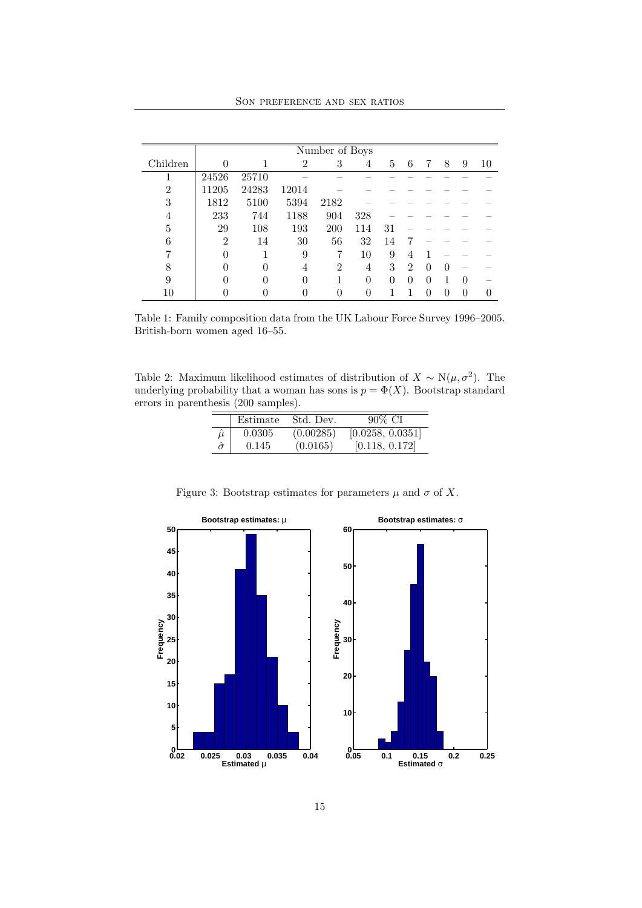| Children | Number of Boys | | | | | | | | | | |
|---|---|---|---|---|---|---|---|---|---|---|---|
| | 0 | 1 | 2 | 3 | 4 | 5 | 6 | 7 | 8 | 9 | 10 |
| 1 | 24526 | 25710 | – | – | – | – | – | – | – | – | – |
| 2 | 11205 | 24283 | 12014 | – | – | – | – | – | – | – | – |
| 3 | 1812 | 5100 | 5394 | 2182 | – | – | – | – | – | – | – |
| 4 | 233 | 744 | 1188 | 904 | 328 | – | – | – | – | – | – |
| 5 | 29 | 108 | 193 | 200 | 114 | 31 | – | – | – | – | – |
| 6 | 2 | 14 | 30 | 56 | 32 | 14 | 7 | – | – | – | – |
| 7 | 0 | 1 | 9 | 7 | 10 | 9 | 4 | 1 | – | – | – |
| 8 | 0 | 0 | 4 | 2 | 4 | 3 | 2 | 0 | 0 | – | – |
| 9 | 0 | 0 | 0 | 1 | 0 | 0 | 0 | 0 | 1 | 0 | – |
| 10 | 0 | 0 | 0 | 0 | 0 | 1 | 1 | 0 | 0 | 0 | 0 |

Table 1: Family composition data from the UK Labour Force Survey 1996–2005. British-born women aged 16–55.

Table 2: Maximum likelihood estimates of distribution of $X \sim \mathrm{N}(\mu, \sigma^2)$. The underlying probability that a woman has sons is $p = \Phi(X)$. Bootstrap standard errors in parenthesis (200 samples).

| | Estimate | Std. Dev. | 90% CI |
|---|---|---|---|
| $\hat{\mu}$ | 0.0305 | (0.00285) | [0.0258, 0.0351] |
| $\hat{\sigma}$ | 0.145 | (0.0165) | [0.118, 0.172] |

Figure 3: Bootstrap estimates for parameters $\mu$ and $\sigma$ of $X$.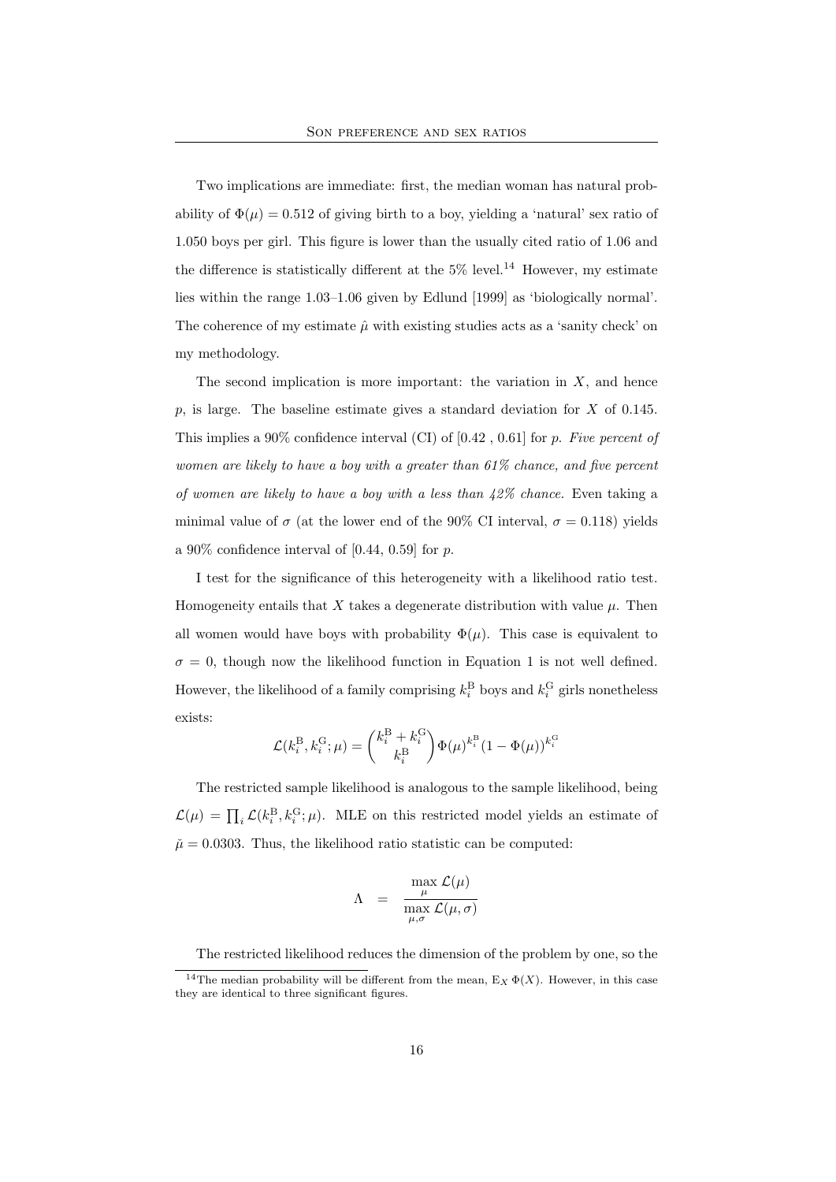Two implications are immediate: first, the median woman has natural probability of $\Phi(\mu) = 0.512$ of giving birth to a boy, yielding a 'natural' sex ratio of 1.050 boys per girl. This figure is lower than the usually cited ratio of 1.06 and the difference is statistically different at the 5% level.[14] However, my estimate lies within the range 1.03–1.06 given by Edlund [1999] as 'biologically normal'. The coherence of my estimate $\hat{\mu}$ with existing studies acts as a 'sanity check' on my methodology.

The second implication is more important: the variation in $X$, and hence $p$, is large. The baseline estimate gives a standard deviation for $X$ of 0.145. This implies a 90% confidence interval (CI) of [0.42 , 0.61] for $p$. *Five percent of women are likely to have a boy with a greater than 61% chance, and five percent of women are likely to have a boy with a less than 42% chance.* Even taking a minimal value of $\sigma$ (at the lower end of the 90% CI interval, $\sigma = 0.118$) yields a 90% confidence interval of [0.44, 0.59] for $p$.

I test for the significance of this heterogeneity with a likelihood ratio test. Homogeneity entails that $X$ takes a degenerate distribution with value $\mu$. Then all women would have boys with probability $\Phi(\mu)$. This case is equivalent to $\sigma = 0$, though now the likelihood function in Equation 1 is not well defined. However, the likelihood of a family comprising $k_i^{\mathrm{B}}$ boys and $k_i^{\mathrm{G}}$ girls nonetheless exists:

$$\mathcal{L}(k_i^{\mathrm{B}}, k_i^{\mathrm{G}}; \mu) = \binom{k_i^{\mathrm{B}} + k_i^{\mathrm{G}}}{k_i^{\mathrm{B}}} \Phi(\mu)^{k_i^{\mathrm{B}}} (1 - \Phi(\mu))^{k_i^{\mathrm{G}}}$$

The restricted sample likelihood is analogous to the sample likelihood, being $\mathcal{L}(\mu) = \prod_i \mathcal{L}(k_i^{\mathrm{B}}, k_i^{\mathrm{G}}; \mu)$. MLE on this restricted model yields an estimate of $\check{\mu} = 0.0303$. Thus, the likelihood ratio statistic can be computed:

$$\Lambda \quad = \quad \frac{\max\limits_{\mu} \mathcal{L}(\mu)}{\max\limits_{\mu,\sigma} \mathcal{L}(\mu, \sigma)}$$

The restricted likelihood reduces the dimension of the problem by one, so the

[14] The median probability will be different from the mean, $\mathrm{E}_X\, \Phi(X)$. However, in this case they are identical to three significant figures.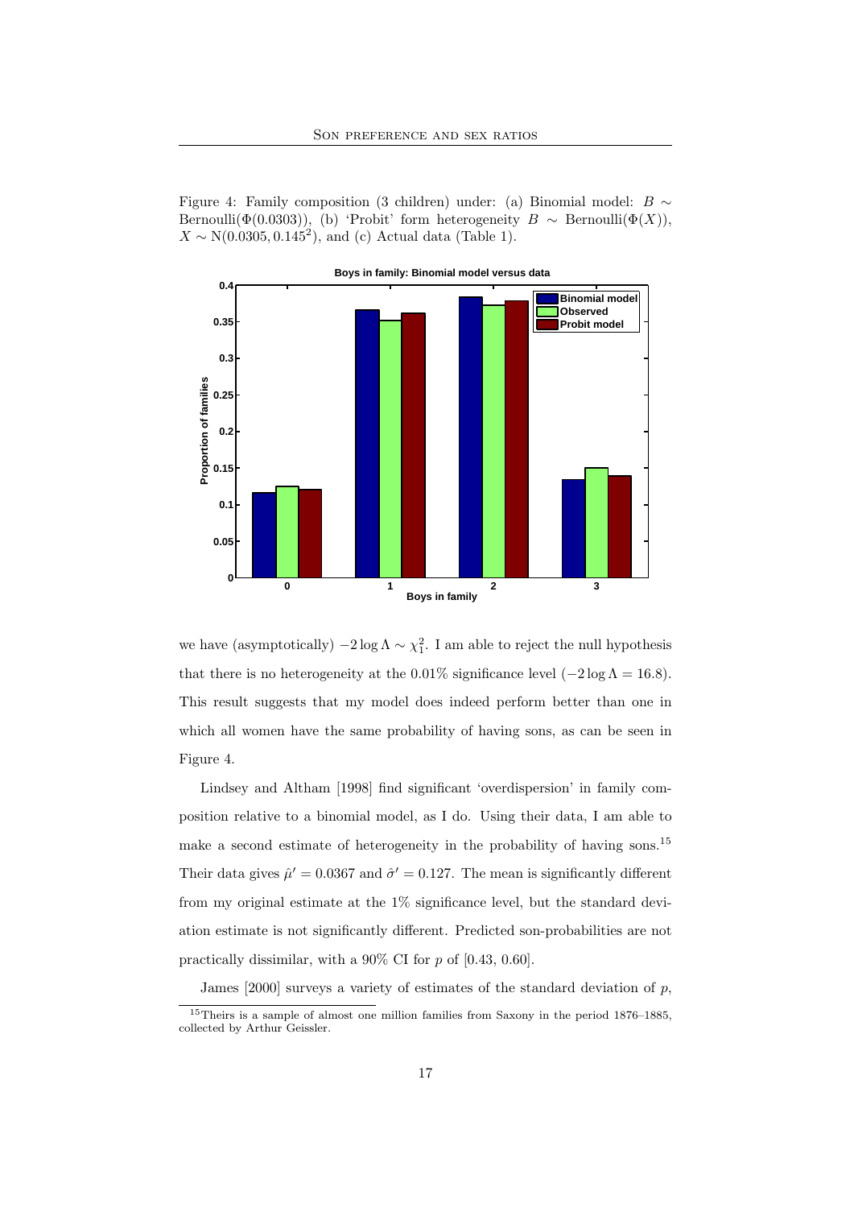Figure 4: Family composition (3 children) under: (a) Binomial model: $B \sim \text{Bernoulli}(\Phi(0.0303))$, (b) 'Probit' form heterogeneity $B \sim \text{Bernoulli}(\Phi(X))$, $X \sim \text{N}(0.0305, 0.145^2)$, and (c) Actual data (Table 1).

we have (asymptotically) $-2 \log \Lambda \sim \chi_1^2$. I am able to reject the null hypothesis that there is no heterogeneity at the 0.01% significance level ($-2 \log \Lambda = 16.8$). This result suggests that my model does indeed perform better than one in which all women have the same probability of having sons, as can be seen in Figure 4.

Lindsey and Altham [1998] find significant 'overdispersion' in family composition relative to a binomial model, as I do. Using their data, I am able to make a second estimate of heterogeneity in the probability of having sons.[15] Their data gives $\hat{\mu}' = 0.0367$ and $\hat{\sigma}' = 0.127$. The mean is significantly different from my original estimate at the 1% significance level, but the standard deviation estimate is not significantly different. Predicted son-probabilities are not practically dissimilar, with a 90% CI for $p$ of [0.43, 0.60].

James [2000] surveys a variety of estimates of the standard deviation of $p$,

[15] Theirs is a sample of almost one million families from Saxony in the period 1876–1885, collected by Arthur Geissler.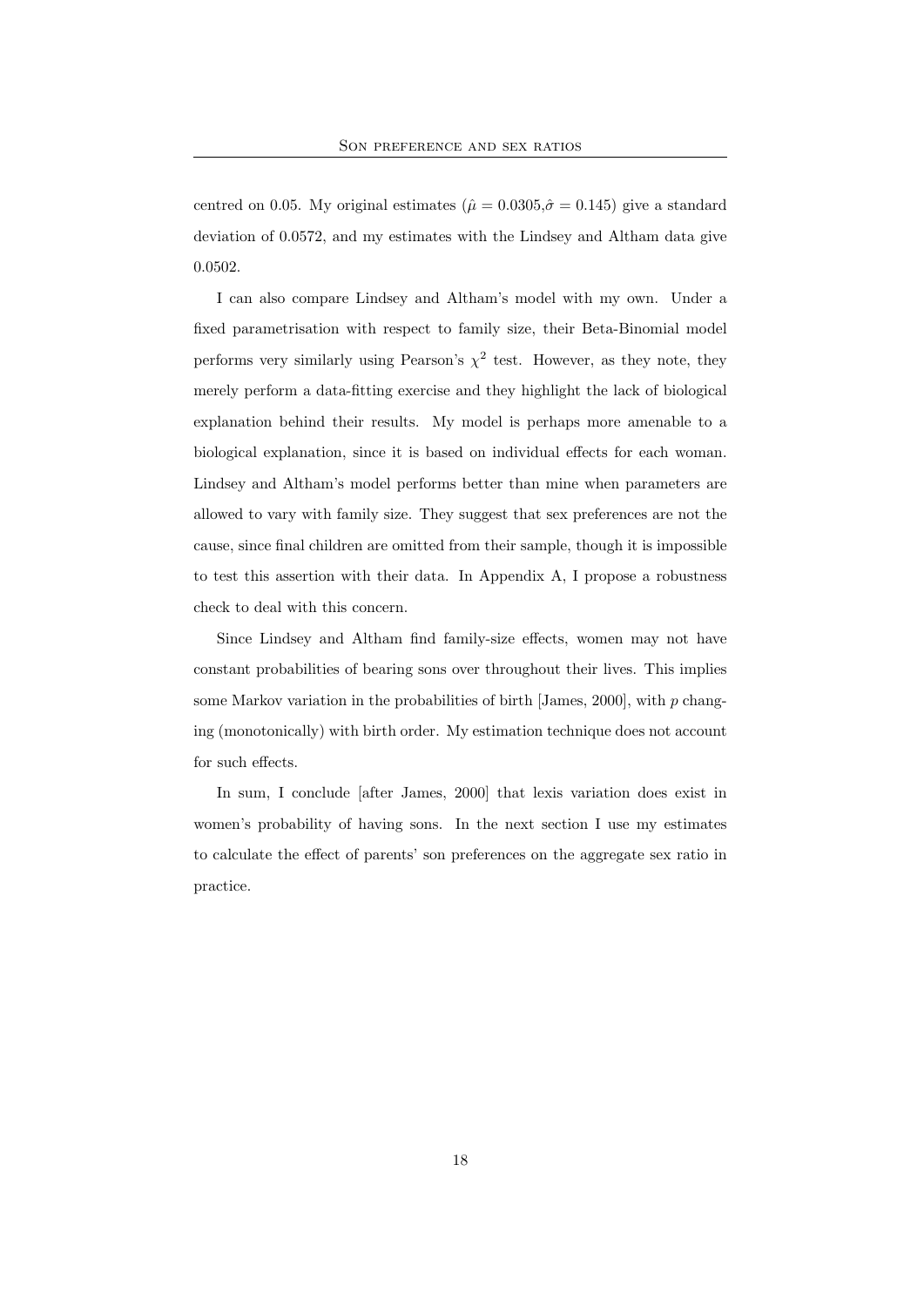centred on 0.05. My original estimates ($\hat{\mu} = 0.0305$,$\hat{\sigma} = 0.145$) give a standard deviation of 0.0572, and my estimates with the Lindsey and Altham data give 0.0502.

I can also compare Lindsey and Altham's model with my own. Under a fixed parametrisation with respect to family size, their Beta-Binomial model performs very similarly using Pearson's $\chi^2$ test. However, as they note, they merely perform a data-fitting exercise and they highlight the lack of biological explanation behind their results. My model is perhaps more amenable to a biological explanation, since it is based on individual effects for each woman. Lindsey and Altham's model performs better than mine when parameters are allowed to vary with family size. They suggest that sex preferences are not the cause, since final children are omitted from their sample, though it is impossible to test this assertion with their data. In Appendix A, I propose a robustness check to deal with this concern.

Since Lindsey and Altham find family-size effects, women may not have constant probabilities of bearing sons over throughout their lives. This implies some Markov variation in the probabilities of birth [James, 2000], with $p$ changing (monotonically) with birth order. My estimation technique does not account for such effects.

In sum, I conclude [after James, 2000] that lexis variation does exist in women's probability of having sons. In the next section I use my estimates to calculate the effect of parents' son preferences on the aggregate sex ratio in practice.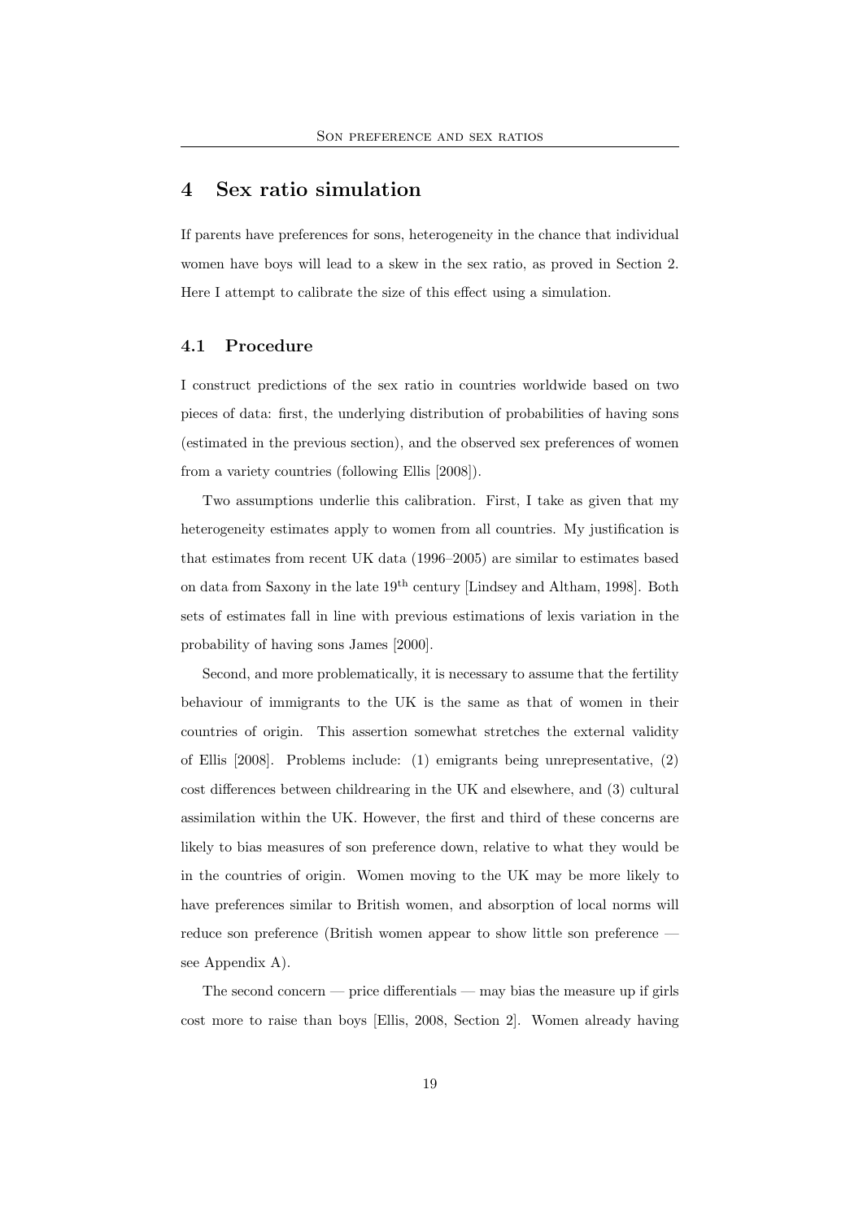# 4 Sex ratio simulation

If parents have preferences for sons, heterogeneity in the chance that individual women have boys will lead to a skew in the sex ratio, as proved in Section 2. Here I attempt to calibrate the size of this effect using a simulation.

## 4.1 Procedure

I construct predictions of the sex ratio in countries worldwide based on two pieces of data: first, the underlying distribution of probabilities of having sons (estimated in the previous section), and the observed sex preferences of women from a variety countries (following Ellis [2008]).

Two assumptions underlie this calibration. First, I take as given that my heterogeneity estimates apply to women from all countries. My justification is that estimates from recent UK data (1996–2005) are similar to estimates based on data from Saxony in the late 19th century [Lindsey and Altham, 1998]. Both sets of estimates fall in line with previous estimations of lexis variation in the probability of having sons James [2000].

Second, and more problematically, it is necessary to assume that the fertility behaviour of immigrants to the UK is the same as that of women in their countries of origin. This assertion somewhat stretches the external validity of Ellis [2008]. Problems include: (1) emigrants being unrepresentative, (2) cost differences between childrearing in the UK and elsewhere, and (3) cultural assimilation within the UK. However, the first and third of these concerns are likely to bias measures of son preference down, relative to what they would be in the countries of origin. Women moving to the UK may be more likely to have preferences similar to British women, and absorption of local norms will reduce son preference (British women appear to show little son preference — see Appendix A).

The second concern — price differentials — may bias the measure up if girls cost more to raise than boys [Ellis, 2008, Section 2]. Women already having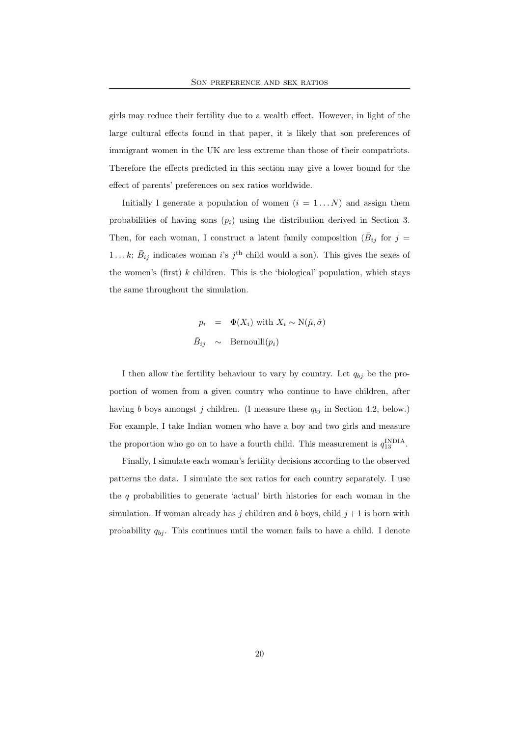girls may reduce their fertility due to a wealth effect. However, in light of the large cultural effects found in that paper, it is likely that son preferences of immigrant women in the UK are less extreme than those of their compatriots. Therefore the effects predicted in this section may give a lower bound for the effect of parents' preferences on sex ratios worldwide.

Initially I generate a population of women ($i = 1 \dots N$) and assign them probabilities of having sons ($p_i$) using the distribution derived in Section 3. Then, for each woman, I construct a latent family composition ($\bar{B}_{ij}$ for $j = 1 \dots k$; $\bar{B}_{ij}$ indicates woman $i$'s $j^{\text{th}}$ child would a son). This gives the sexes of the women's (first) $k$ children. This is the 'biological' population, which stays the same throughout the simulation.

$$
\begin{aligned}
p_i &= \Phi(X_i) \text{ with } X_i \sim \mathrm{N}(\hat{\mu}, \hat{\sigma}) \\
\bar{B}_{ij} &\sim \text{Bernoulli}(p_i)
\end{aligned}
$$

I then allow the fertility behaviour to vary by country. Let $q_{bj}$ be the proportion of women from a given country who continue to have children, after having $b$ boys amongst $j$ children. (I measure these $q_{bj}$ in Section 4.2, below.) For example, I take Indian women who have a boy and two girls and measure the proportion who go on to have a fourth child. This measurement is $q_{13}^{\text{INDIA}}$.

Finally, I simulate each woman's fertility decisions according to the observed patterns the data. I simulate the sex ratios for each country separately. I use the $q$ probabilities to generate 'actual' birth histories for each woman in the simulation. If woman already has $j$ children and $b$ boys, child $j+1$ is born with probability $q_{bj}$. This continues until the woman fails to have a child. I denote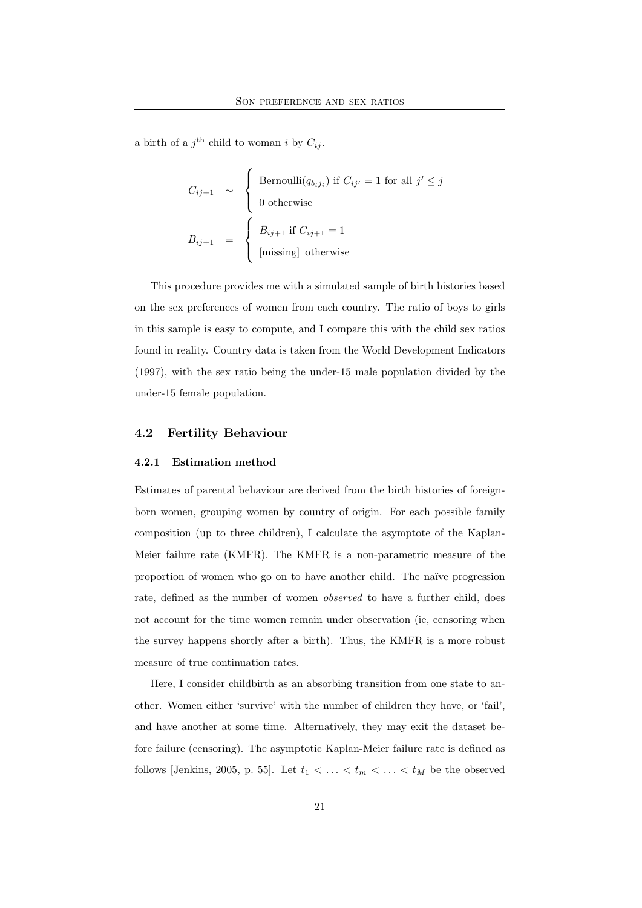a birth of a $j^{\text{th}}$ child to woman $i$ by $C_{ij}$.

$$
\begin{aligned}
C_{ij+1} &\sim \begin{cases} \text{Bernoulli}(q_{b_i j_i}) \text{ if } C_{ij'} = 1 \text{ for all } j' \leq j \\ 0 \text{ otherwise} \end{cases} \\
B_{ij+1} &= \begin{cases} \bar{B}_{ij+1} \text{ if } C_{ij+1} = 1 \\ \text{[missing] otherwise} \end{cases}
\end{aligned}
$$

This procedure provides me with a simulated sample of birth histories based on the sex preferences of women from each country. The ratio of boys to girls in this sample is easy to compute, and I compare this with the child sex ratios found in reality. Country data is taken from the World Development Indicators (1997), with the sex ratio being the under-15 male population divided by the under-15 female population.

## 4.2 Fertility Behaviour

### 4.2.1 Estimation method

Estimates of parental behaviour are derived from the birth histories of foreign-born women, grouping women by country of origin. For each possible family composition (up to three children), I calculate the asymptote of the Kaplan-Meier failure rate (KMFR). The KMFR is a non-parametric measure of the proportion of women who go on to have another child. The naïve progression rate, defined as the number of women *observed* to have a further child, does not account for the time women remain under observation (ie, censoring when the survey happens shortly after a birth). Thus, the KMFR is a more robust measure of true continuation rates.

Here, I consider childbirth as an absorbing transition from one state to another. Women either 'survive' with the number of children they have, or 'fail', and have another at some time. Alternatively, they may exit the dataset before failure (censoring). The asymptotic Kaplan-Meier failure rate is defined as follows [Jenkins, 2005, p. 55]. Let $t_1 < \ldots < t_m < \ldots < t_M$ be the observed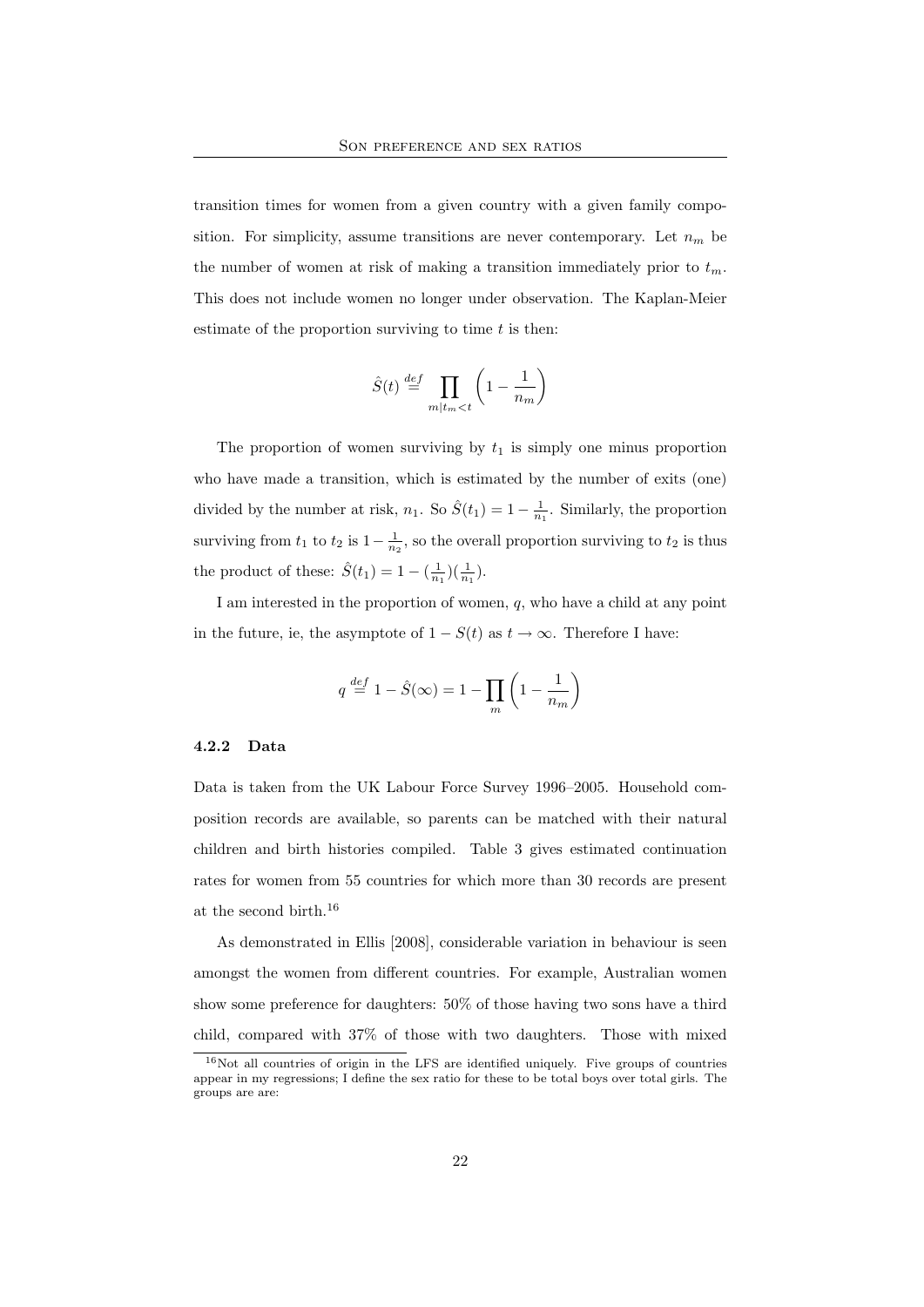transition times for women from a given country with a given family composition. For simplicity, assume transitions are never contemporary. Let $n_m$ be the number of women at risk of making a transition immediately prior to $t_m$. This does not include women no longer under observation. The Kaplan-Meier estimate of the proportion surviving to time $t$ is then:

$$\hat{S}(t) \stackrel{def}{=} \prod_{m|t_m<t} \left(1 - \frac{1}{n_m}\right)$$

The proportion of women surviving by $t_1$ is simply one minus proportion who have made a transition, which is estimated by the number of exits (one) divided by the number at risk, $n_1$. So $\hat{S}(t_1) = 1 - \frac{1}{n_1}$. Similarly, the proportion surviving from $t_1$ to $t_2$ is $1 - \frac{1}{n_2}$, so the overall proportion surviving to $t_2$ is thus the product of these: $\hat{S}(t_1) = 1 - (\frac{1}{n_1})(\frac{1}{n_1})$.

I am interested in the proportion of women, $q$, who have a child at any point in the future, ie, the asymptote of $1 - S(t)$ as $t \to \infty$. Therefore I have:

$$q \stackrel{def}{=} 1 - \hat{S}(\infty) = 1 - \prod_{m} \left(1 - \frac{1}{n_m}\right)$$

### 4.2.2 Data

Data is taken from the UK Labour Force Survey 1996–2005. Household composition records are available, so parents can be matched with their natural children and birth histories compiled. Table 3 gives estimated continuation rates for women from 55 countries for which more than 30 records are present at the second birth.[16]

As demonstrated in Ellis [2008], considerable variation in behaviour is seen amongst the women from different countries. For example, Australian women show some preference for daughters: 50% of those having two sons have a third child, compared with 37% of those with two daughters. Those with mixed

[16] Not all countries of origin in the LFS are identified uniquely. Five groups of countries appear in my regressions; I define the sex ratio for these to be total boys over total girls. The groups are are: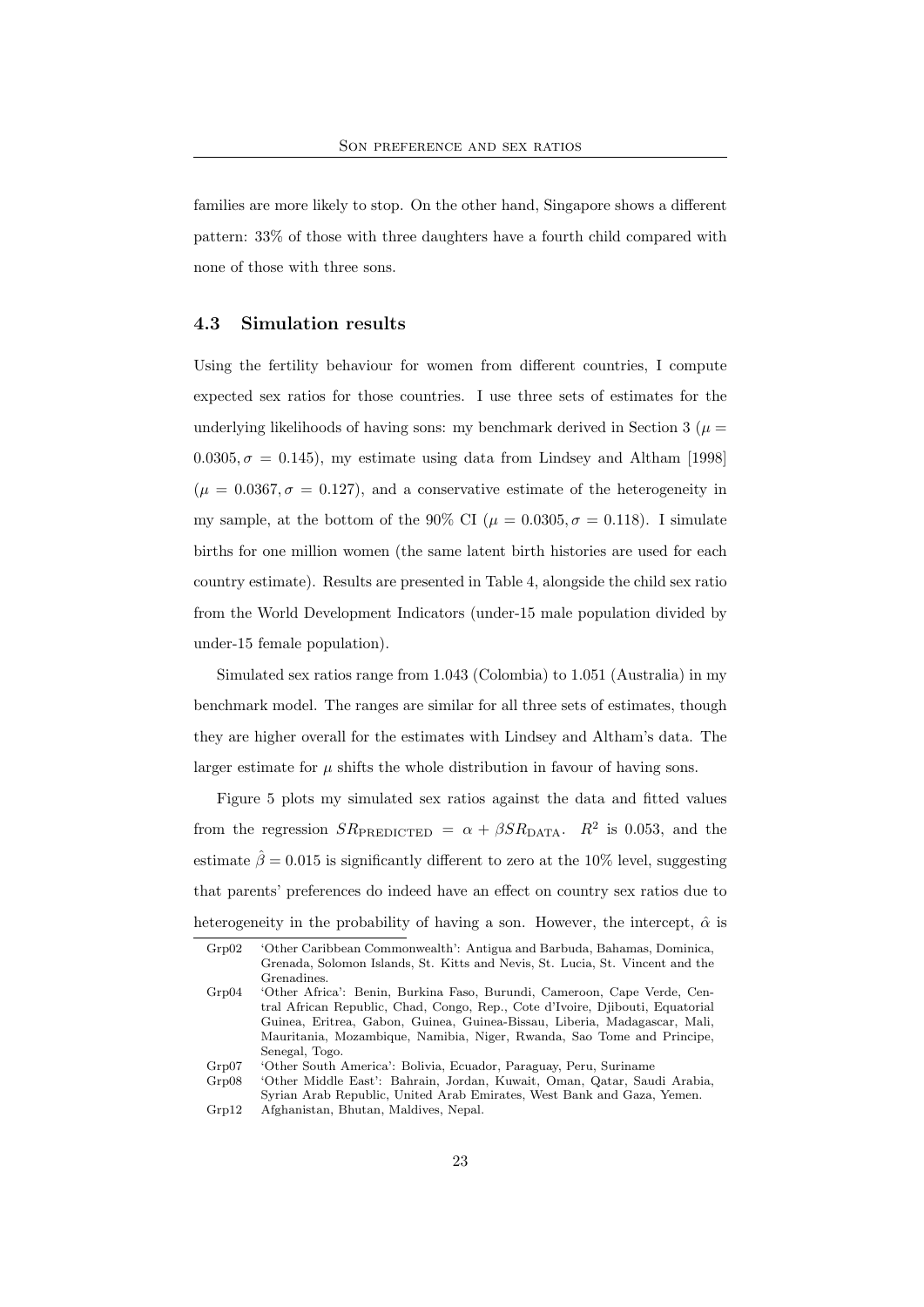families are more likely to stop. On the other hand, Singapore shows a different pattern: 33% of those with three daughters have a fourth child compared with none of those with three sons.

### 4.3 Simulation results

Using the fertility behaviour for women from different countries, I compute expected sex ratios for those countries. I use three sets of estimates for the underlying likelihoods of having sons: my benchmark derived in Section 3 ($\mu = 0.0305, \sigma = 0.145$), my estimate using data from Lindsey and Altham [1998] ($\mu = 0.0367, \sigma = 0.127$), and a conservative estimate of the heterogeneity in my sample, at the bottom of the 90% CI ($\mu = 0.0305, \sigma = 0.118$). I simulate births for one million women (the same latent birth histories are used for each country estimate). Results are presented in Table 4, alongside the child sex ratio from the World Development Indicators (under-15 male population divided by under-15 female population).

Simulated sex ratios range from 1.043 (Colombia) to 1.051 (Australia) in my benchmark model. The ranges are similar for all three sets of estimates, though they are higher overall for the estimates with Lindsey and Altham's data. The larger estimate for $\mu$ shifts the whole distribution in favour of having sons.

Figure 5 plots my simulated sex ratios against the data and fitted values from the regression $SR_{\text{PREDICTED}} = \alpha + \beta SR_{\text{DATA}}$. $R^2$ is 0.053, and the estimate $\hat{\beta} = 0.015$ is significantly different to zero at the 10% level, suggesting that parents' preferences do indeed have an effect on country sex ratios due to heterogeneity in the probability of having a son. However, the intercept, $\hat{\alpha}$ is

Grp02 'Other Caribbean Commonwealth': Antigua and Barbuda, Bahamas, Dominica, Grenada, Solomon Islands, St. Kitts and Nevis, St. Lucia, St. Vincent and the Grenadines.

Grp04 'Other Africa': Benin, Burkina Faso, Burundi, Cameroon, Cape Verde, Central African Republic, Chad, Congo, Rep., Cote d'Ivoire, Djibouti, Equatorial Guinea, Eritrea, Gabon, Guinea, Guinea-Bissau, Liberia, Madagascar, Mali, Mauritania, Mozambique, Namibia, Niger, Rwanda, Sao Tome and Principe, Senegal, Togo.

Grp07 'Other South America': Bolivia, Ecuador, Paraguay, Peru, Suriname

Grp08 'Other Middle East': Bahrain, Jordan, Kuwait, Oman, Qatar, Saudi Arabia, Syrian Arab Republic, United Arab Emirates, West Bank and Gaza, Yemen.

Grp12 Afghanistan, Bhutan, Maldives, Nepal.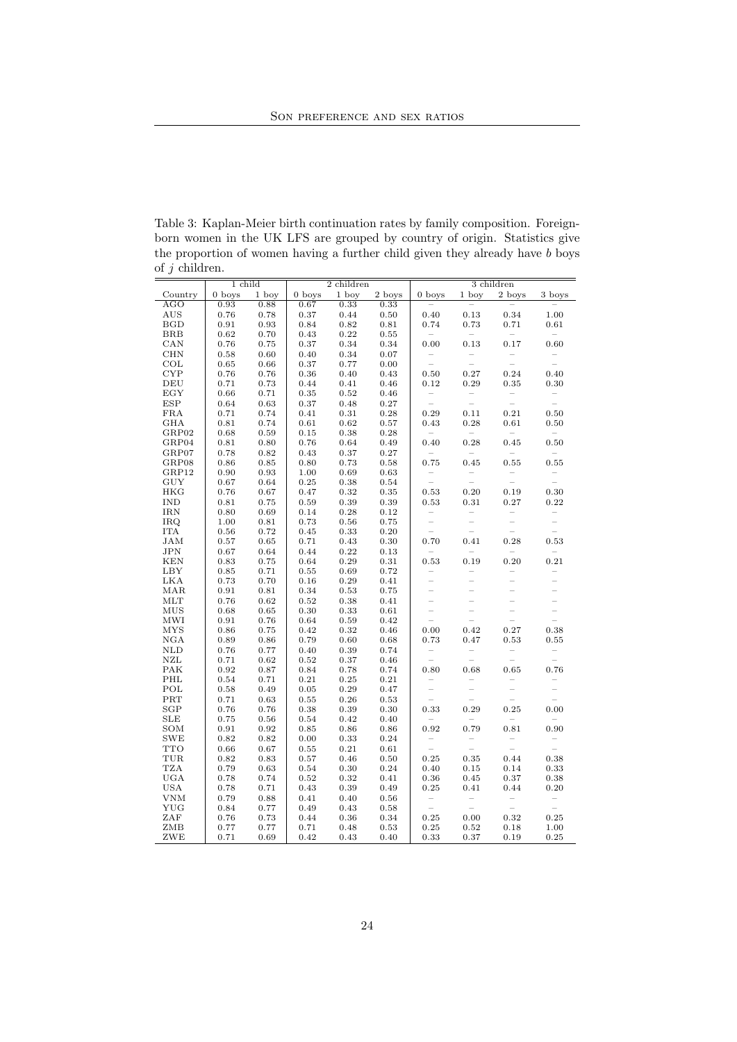Table 3: Kaplan-Meier birth continuation rates by family composition. Foreign-born women in the UK LFS are grouped by country of origin. Statistics give the proportion of women having a further child given they already have $b$ boys of $j$ children.

| | 1 child | | 2 children | | | 3 children | | | |
|---|---|---|---|---|---|---|---|---|---|
| Country | 0 boys | 1 boy | 0 boys | 1 boy | 2 boys | 0 boys | 1 boy | 2 boys | 3 boys |
| AGO | 0.93 | 0.88 | 0.67 | 0.33 | 0.33 | – | – | – | – |
| AUS | 0.76 | 0.78 | 0.37 | 0.44 | 0.50 | 0.40 | 0.13 | 0.34 | 1.00 |
| BGD | 0.91 | 0.93 | 0.84 | 0.82 | 0.81 | 0.74 | 0.73 | 0.71 | 0.61 |
| BRB | 0.62 | 0.70 | 0.43 | 0.22 | 0.55 | – | – | – | – |
| CAN | 0.76 | 0.75 | 0.37 | 0.34 | 0.34 | 0.00 | 0.13 | 0.17 | 0.60 |
| CHN | 0.58 | 0.60 | 0.40 | 0.34 | 0.07 | – | – | – | – |
| COL | 0.65 | 0.66 | 0.37 | 0.77 | 0.00 | – | – | – | – |
| CYP | 0.76 | 0.76 | 0.36 | 0.40 | 0.43 | 0.50 | 0.27 | 0.24 | 0.40 |
| DEU | 0.71 | 0.73 | 0.44 | 0.41 | 0.46 | 0.12 | 0.29 | 0.35 | 0.30 |
| EGY | 0.66 | 0.71 | 0.35 | 0.52 | 0.46 | – | – | – | – |
| ESP | 0.64 | 0.63 | 0.37 | 0.48 | 0.27 | – | – | – | – |
| FRA | 0.71 | 0.74 | 0.41 | 0.31 | 0.28 | 0.29 | 0.11 | 0.21 | 0.50 |
| GHA | 0.81 | 0.74 | 0.61 | 0.62 | 0.57 | 0.43 | 0.28 | 0.61 | 0.50 |
| GRP02 | 0.68 | 0.59 | 0.15 | 0.38 | 0.28 | – | – | – | – |
| GRP04 | 0.81 | 0.80 | 0.76 | 0.64 | 0.49 | 0.40 | 0.28 | 0.45 | 0.50 |
| GRP07 | 0.78 | 0.82 | 0.43 | 0.37 | 0.27 | – | – | – | – |
| GRP08 | 0.86 | 0.85 | 0.80 | 0.73 | 0.58 | 0.75 | 0.45 | 0.55 | 0.55 |
| GRP12 | 0.90 | 0.93 | 1.00 | 0.69 | 0.63 | – | – | – | – |
| GUY | 0.67 | 0.64 | 0.25 | 0.38 | 0.54 | – | – | – | – |
| HKG | 0.76 | 0.67 | 0.47 | 0.32 | 0.35 | 0.53 | 0.20 | 0.19 | 0.30 |
| IND | 0.81 | 0.75 | 0.59 | 0.39 | 0.39 | 0.53 | 0.31 | 0.27 | 0.22 |
| IRN | 0.80 | 0.69 | 0.14 | 0.28 | 0.12 | – | – | – | – |
| IRQ | 1.00 | 0.81 | 0.73 | 0.56 | 0.75 | – | – | – | – |
| ITA | 0.56 | 0.72 | 0.45 | 0.33 | 0.20 | – | – | – | – |
| JAM | 0.57 | 0.65 | 0.71 | 0.43 | 0.30 | 0.70 | 0.41 | 0.28 | 0.53 |
| JPN | 0.67 | 0.64 | 0.44 | 0.22 | 0.13 | – | – | – | – |
| KEN | 0.83 | 0.75 | 0.64 | 0.29 | 0.31 | 0.53 | 0.19 | 0.20 | 0.21 |
| LBY | 0.85 | 0.71 | 0.55 | 0.69 | 0.72 | – | – | – | – |
| LKA | 0.73 | 0.70 | 0.16 | 0.29 | 0.41 | – | – | – | – |
| MAR | 0.91 | 0.81 | 0.34 | 0.53 | 0.75 | – | – | – | – |
| MLT | 0.76 | 0.62 | 0.52 | 0.38 | 0.41 | – | – | – | – |
| MUS | 0.68 | 0.65 | 0.30 | 0.33 | 0.61 | – | – | – | – |
| MWI | 0.91 | 0.76 | 0.64 | 0.59 | 0.42 | – | – | – | – |
| MYS | 0.86 | 0.75 | 0.42 | 0.32 | 0.46 | 0.00 | 0.42 | 0.27 | 0.38 |
| NGA | 0.89 | 0.86 | 0.79 | 0.60 | 0.68 | 0.73 | 0.47 | 0.53 | 0.55 |
| NLD | 0.76 | 0.77 | 0.40 | 0.39 | 0.74 | – | – | – | – |
| NZL | 0.71 | 0.62 | 0.52 | 0.37 | 0.46 | – | – | – | – |
| PAK | 0.92 | 0.87 | 0.84 | 0.78 | 0.74 | 0.80 | 0.68 | 0.65 | 0.76 |
| PHL | 0.54 | 0.71 | 0.21 | 0.25 | 0.21 | – | – | – | – |
| POL | 0.58 | 0.49 | 0.05 | 0.29 | 0.47 | – | – | – | – |
| PRT | 0.71 | 0.63 | 0.55 | 0.26 | 0.53 | – | – | – | – |
| SGP | 0.76 | 0.76 | 0.38 | 0.39 | 0.30 | 0.33 | 0.29 | 0.25 | 0.00 |
| SLE | 0.75 | 0.56 | 0.54 | 0.42 | 0.40 | – | – | – | – |
| SOM | 0.91 | 0.92 | 0.85 | 0.86 | 0.86 | 0.92 | 0.79 | 0.81 | 0.90 |
| SWE | 0.82 | 0.82 | 0.00 | 0.33 | 0.24 | – | – | – | – |
| TTO | 0.66 | 0.67 | 0.55 | 0.21 | 0.61 | – | – | – | – |
| TUR | 0.82 | 0.83 | 0.57 | 0.46 | 0.50 | 0.25 | 0.35 | 0.44 | 0.38 |
| TZA | 0.79 | 0.63 | 0.54 | 0.30 | 0.24 | 0.40 | 0.15 | 0.14 | 0.33 |
| UGA | 0.78 | 0.74 | 0.52 | 0.32 | 0.41 | 0.36 | 0.45 | 0.37 | 0.38 |
| USA | 0.78 | 0.71 | 0.43 | 0.39 | 0.49 | 0.25 | 0.41 | 0.44 | 0.20 |
| VNM | 0.79 | 0.88 | 0.41 | 0.40 | 0.56 | – | – | – | – |
| YUG | 0.84 | 0.77 | 0.49 | 0.43 | 0.58 | – | – | – | – |
| ZAF | 0.76 | 0.73 | 0.44 | 0.36 | 0.34 | 0.25 | 0.00 | 0.32 | 0.25 |
| ZMB | 0.77 | 0.77 | 0.71 | 0.48 | 0.53 | 0.25 | 0.52 | 0.18 | 1.00 |
| ZWE | 0.71 | 0.69 | 0.42 | 0.43 | 0.40 | 0.33 | 0.37 | 0.19 | 0.25 |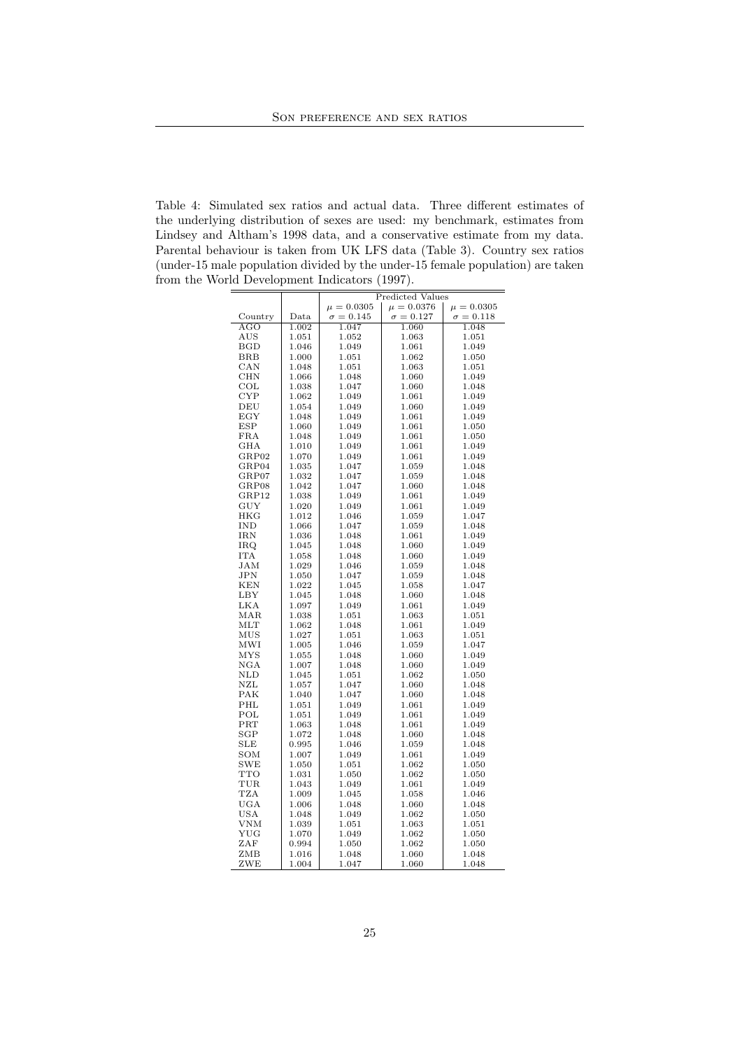Table 4: Simulated sex ratios and actual data. Three different estimates of the underlying distribution of sexes are used: my benchmark, estimates from Lindsey and Altham's 1998 data, and a conservative estimate from my data. Parental behaviour is taken from UK LFS data (Table 3). Country sex ratios (under-15 male population divided by the under-15 female population) are taken from the World Development Indicators (1997).

| | | Predicted Values | | |
|---|---|---|---|---|
| | | $\mu = 0.0305$ | $\mu = 0.0376$ | $\mu = 0.0305$ |
| Country | Data | $\sigma = 0.145$ | $\sigma = 0.127$ | $\sigma = 0.118$ |
| AGO | 1.002 | 1.047 | 1.060 | 1.048 |
| AUS | 1.051 | 1.052 | 1.063 | 1.051 |
| BGD | 1.046 | 1.049 | 1.061 | 1.049 |
| BRB | 1.000 | 1.051 | 1.062 | 1.050 |
| CAN | 1.048 | 1.051 | 1.063 | 1.051 |
| CHN | 1.066 | 1.048 | 1.060 | 1.049 |
| COL | 1.038 | 1.047 | 1.060 | 1.048 |
| CYP | 1.062 | 1.049 | 1.061 | 1.049 |
| DEU | 1.054 | 1.049 | 1.060 | 1.049 |
| EGY | 1.048 | 1.049 | 1.061 | 1.049 |
| ESP | 1.060 | 1.049 | 1.061 | 1.050 |
| FRA | 1.048 | 1.049 | 1.061 | 1.050 |
| GHA | 1.010 | 1.049 | 1.061 | 1.049 |
| GRP02 | 1.070 | 1.049 | 1.061 | 1.049 |
| GRP04 | 1.035 | 1.047 | 1.059 | 1.048 |
| GRP07 | 1.032 | 1.047 | 1.059 | 1.048 |
| GRP08 | 1.042 | 1.047 | 1.060 | 1.048 |
| GRP12 | 1.038 | 1.049 | 1.061 | 1.049 |
| GUY | 1.020 | 1.049 | 1.061 | 1.049 |
| HKG | 1.012 | 1.046 | 1.059 | 1.047 |
| IND | 1.066 | 1.047 | 1.059 | 1.048 |
| IRN | 1.036 | 1.048 | 1.061 | 1.049 |
| IRQ | 1.045 | 1.048 | 1.060 | 1.049 |
| ITA | 1.058 | 1.048 | 1.060 | 1.049 |
| JAM | 1.029 | 1.046 | 1.059 | 1.048 |
| JPN | 1.050 | 1.047 | 1.059 | 1.048 |
| KEN | 1.022 | 1.045 | 1.058 | 1.047 |
| LBY | 1.045 | 1.048 | 1.060 | 1.048 |
| LKA | 1.097 | 1.049 | 1.061 | 1.049 |
| MAR | 1.038 | 1.051 | 1.063 | 1.051 |
| MLT | 1.062 | 1.048 | 1.061 | 1.049 |
| MUS | 1.027 | 1.051 | 1.063 | 1.051 |
| MWI | 1.005 | 1.046 | 1.059 | 1.047 |
| MYS | 1.055 | 1.048 | 1.060 | 1.049 |
| NGA | 1.007 | 1.048 | 1.060 | 1.049 |
| NLD | 1.045 | 1.051 | 1.062 | 1.050 |
| NZL | 1.057 | 1.047 | 1.060 | 1.048 |
| PAK | 1.040 | 1.047 | 1.060 | 1.048 |
| PHL | 1.051 | 1.049 | 1.061 | 1.049 |
| POL | 1.051 | 1.049 | 1.061 | 1.049 |
| PRT | 1.063 | 1.048 | 1.061 | 1.049 |
| SGP | 1.072 | 1.048 | 1.060 | 1.048 |
| SLE | 0.995 | 1.046 | 1.059 | 1.048 |
| SOM | 1.007 | 1.049 | 1.061 | 1.049 |
| SWE | 1.050 | 1.051 | 1.062 | 1.050 |
| TTO | 1.031 | 1.050 | 1.062 | 1.050 |
| TUR | 1.043 | 1.049 | 1.061 | 1.049 |
| TZA | 1.009 | 1.045 | 1.058 | 1.046 |
| UGA | 1.006 | 1.048 | 1.060 | 1.048 |
| USA | 1.048 | 1.049 | 1.062 | 1.050 |
| VNM | 1.039 | 1.051 | 1.063 | 1.051 |
| YUG | 1.070 | 1.049 | 1.062 | 1.050 |
| ZAF | 0.994 | 1.050 | 1.062 | 1.050 |
| ZMB | 1.016 | 1.048 | 1.060 | 1.048 |
| ZWE | 1.004 | 1.047 | 1.060 | 1.048 |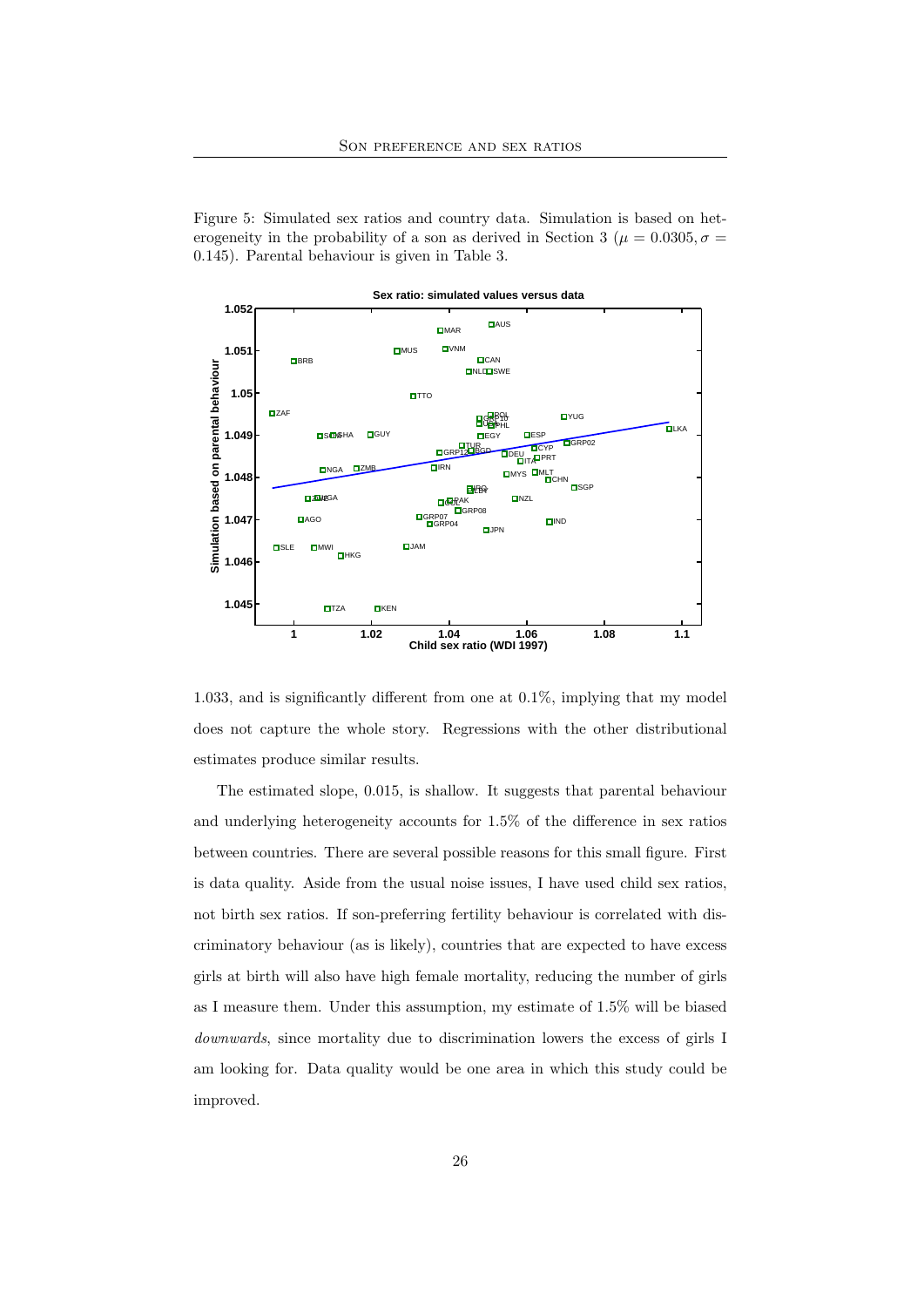Figure 5: Simulated sex ratios and country data. Simulation is based on heterogeneity in the probability of a son as derived in Section 3 ($\mu = 0.0305, \sigma = 0.145$). Parental behaviour is given in Table 3.

1.033, and is significantly different from one at 0.1%, implying that my model does not capture the whole story. Regressions with the other distributional estimates produce similar results.

The estimated slope, 0.015, is shallow. It suggests that parental behaviour and underlying heterogeneity accounts for 1.5% of the difference in sex ratios between countries. There are several possible reasons for this small figure. First is data quality. Aside from the usual noise issues, I have used child sex ratios, not birth sex ratios. If son-preferring fertility behaviour is correlated with discriminatory behaviour (as is likely), countries that are expected to have excess girls at birth will also have high female mortality, reducing the number of girls as I measure them. Under this assumption, my estimate of 1.5% will be biased *downwards*, since mortality due to discrimination lowers the excess of girls I am looking for. Data quality would be one area in which this study could be improved.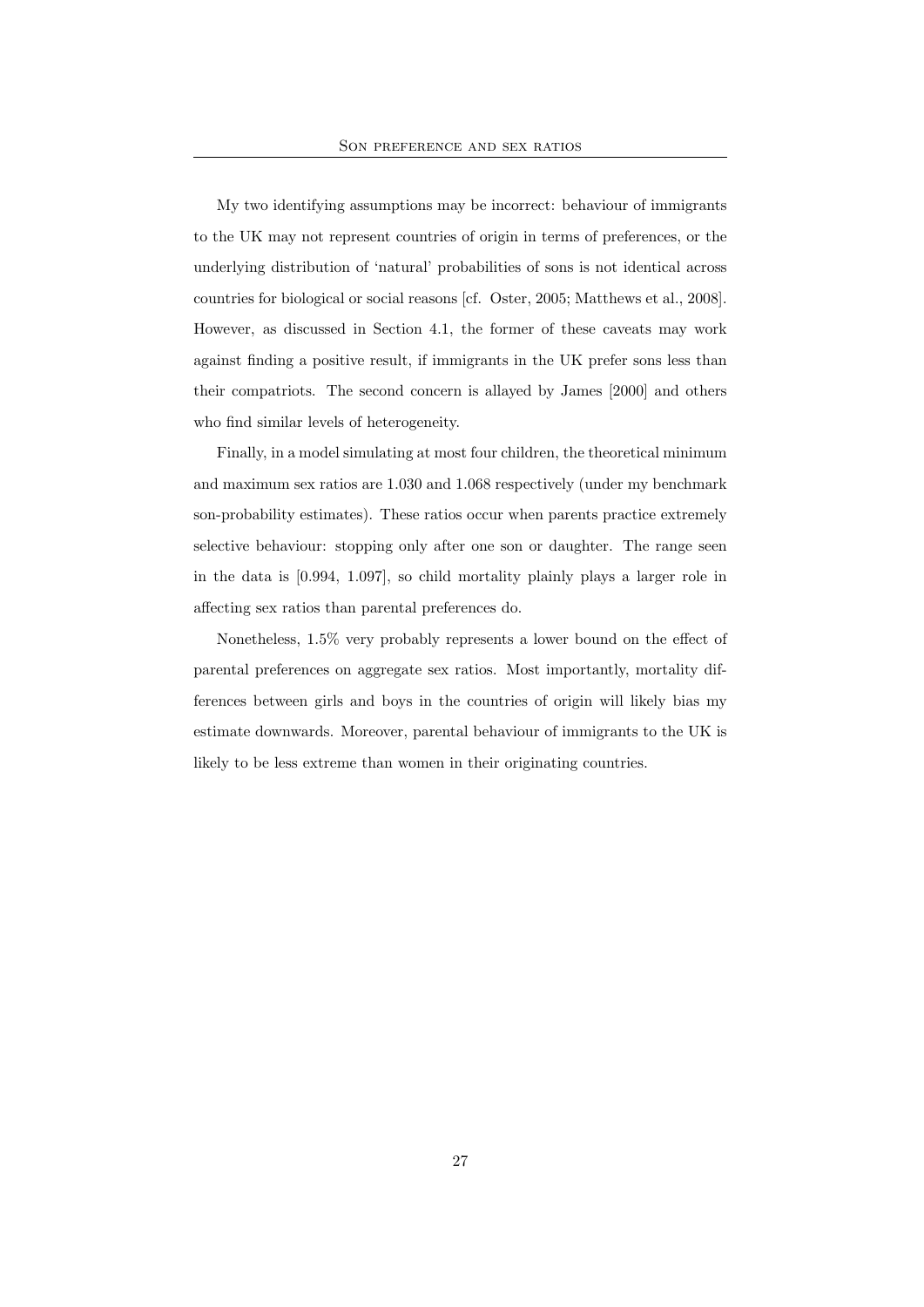My two identifying assumptions may be incorrect: behaviour of immigrants to the UK may not represent countries of origin in terms of preferences, or the underlying distribution of 'natural' probabilities of sons is not identical across countries for biological or social reasons [cf. Oster, 2005; Matthews et al., 2008]. However, as discussed in Section 4.1, the former of these caveats may work against finding a positive result, if immigrants in the UK prefer sons less than their compatriots. The second concern is allayed by James [2000] and others who find similar levels of heterogeneity.

Finally, in a model simulating at most four children, the theoretical minimum and maximum sex ratios are 1.030 and 1.068 respectively (under my benchmark son-probability estimates). These ratios occur when parents practice extremely selective behaviour: stopping only after one son or daughter. The range seen in the data is [0.994, 1.097], so child mortality plainly plays a larger role in affecting sex ratios than parental preferences do.

Nonetheless, 1.5% very probably represents a lower bound on the effect of parental preferences on aggregate sex ratios. Most importantly, mortality differences between girls and boys in the countries of origin will likely bias my estimate downwards. Moreover, parental behaviour of immigrants to the UK is likely to be less extreme than women in their originating countries.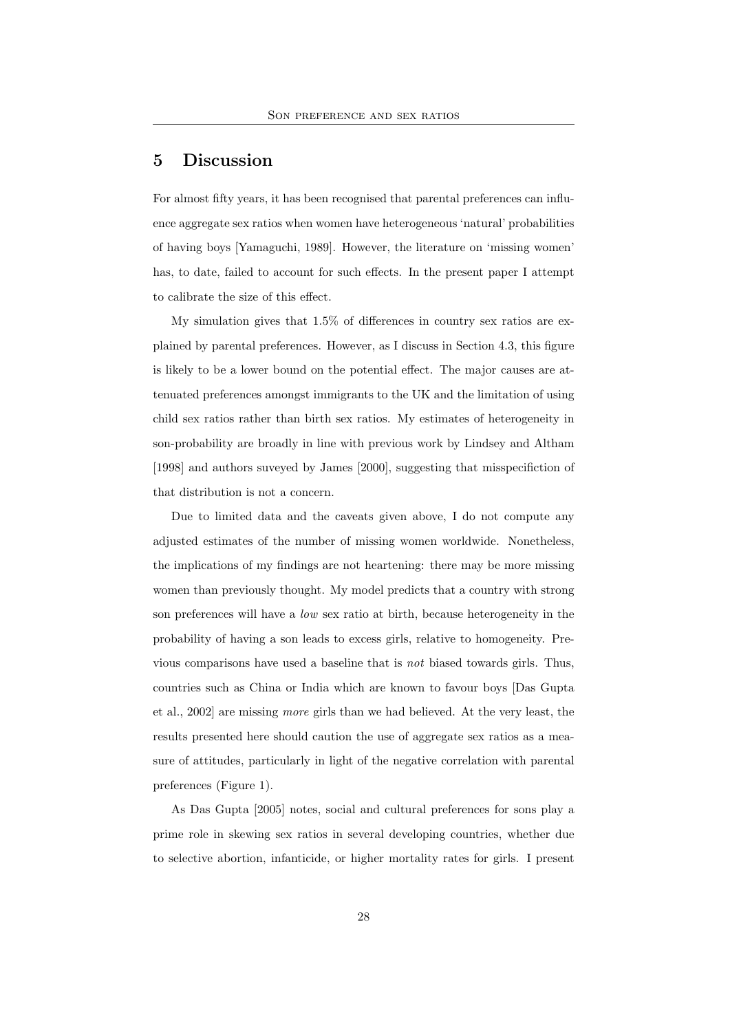## 5 Discussion

For almost fifty years, it has been recognised that parental preferences can influence aggregate sex ratios when women have heterogeneous 'natural' probabilities of having boys [Yamaguchi, 1989]. However, the literature on 'missing women' has, to date, failed to account for such effects. In the present paper I attempt to calibrate the size of this effect.

My simulation gives that 1.5% of differences in country sex ratios are explained by parental preferences. However, as I discuss in Section 4.3, this figure is likely to be a lower bound on the potential effect. The major causes are attenuated preferences amongst immigrants to the UK and the limitation of using child sex ratios rather than birth sex ratios. My estimates of heterogeneity in son-probability are broadly in line with previous work by Lindsey and Altham [1998] and authors suveyed by James [2000], suggesting that misspecifiction of that distribution is not a concern.

Due to limited data and the caveats given above, I do not compute any adjusted estimates of the number of missing women worldwide. Nonetheless, the implications of my findings are not heartening: there may be more missing women than previously thought. My model predicts that a country with strong son preferences will have a *low* sex ratio at birth, because heterogeneity in the probability of having a son leads to excess girls, relative to homogeneity. Previous comparisons have used a baseline that is *not* biased towards girls. Thus, countries such as China or India which are known to favour boys [Das Gupta et al., 2002] are missing *more* girls than we had believed. At the very least, the results presented here should caution the use of aggregate sex ratios as a measure of attitudes, particularly in light of the negative correlation with parental preferences (Figure 1).

As Das Gupta [2005] notes, social and cultural preferences for sons play a prime role in skewing sex ratios in several developing countries, whether due to selective abortion, infanticide, or higher mortality rates for girls. I present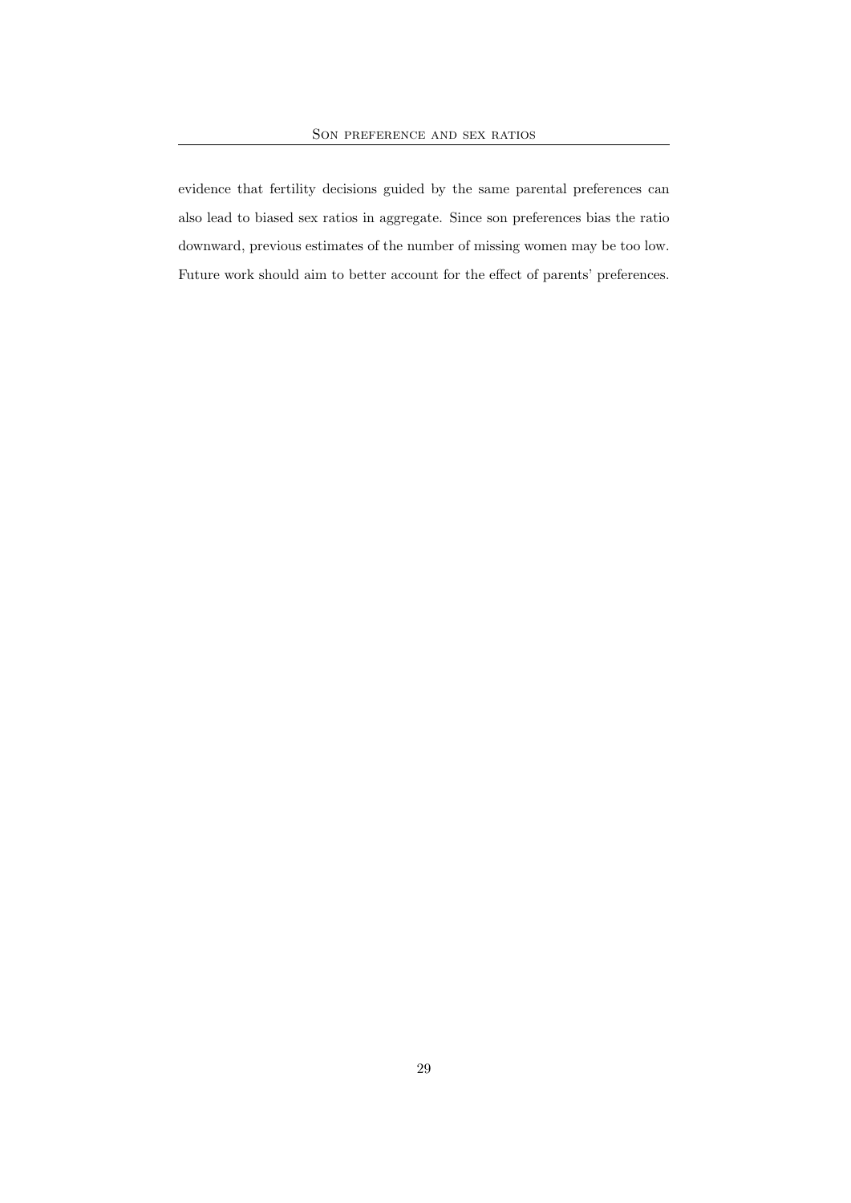evidence that fertility decisions guided by the same parental preferences can also lead to biased sex ratios in aggregate. Since son preferences bias the ratio downward, previous estimates of the number of missing women may be too low. Future work should aim to better account for the effect of parents' preferences.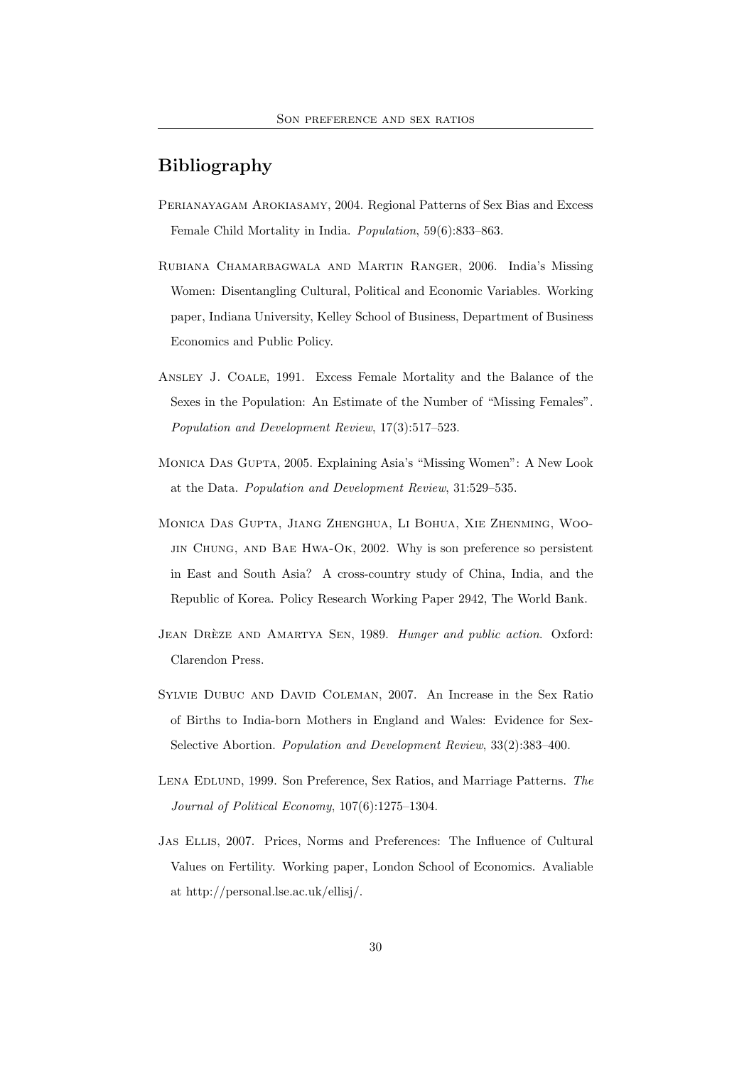# Bibliography

Perianayagam Arokiasamy, 2004. Regional Patterns of Sex Bias and Excess Female Child Mortality in India. *Population*, 59(6):833–863.

Rubiana Chamarbagwala and Martin Ranger, 2006. India's Missing Women: Disentangling Cultural, Political and Economic Variables. Working paper, Indiana University, Kelley School of Business, Department of Business Economics and Public Policy.

Ansley J. Coale, 1991. Excess Female Mortality and the Balance of the Sexes in the Population: An Estimate of the Number of "Missing Females". *Population and Development Review*, 17(3):517–523.

Monica Das Gupta, 2005. Explaining Asia's "Missing Women": A New Look at the Data. *Population and Development Review*, 31:529–535.

Monica Das Gupta, Jiang Zhenghua, Li Bohua, Xie Zhenming, Woojin Chung, and Bae Hwa-Ok, 2002. Why is son preference so persistent in East and South Asia? A cross-country study of China, India, and the Republic of Korea. Policy Research Working Paper 2942, The World Bank.

Jean Drèze and Amartya Sen, 1989. *Hunger and public action*. Oxford: Clarendon Press.

Sylvie Dubuc and David Coleman, 2007. An Increase in the Sex Ratio of Births to India-born Mothers in England and Wales: Evidence for Sex-Selective Abortion. *Population and Development Review*, 33(2):383–400.

Lena Edlund, 1999. Son Preference, Sex Ratios, and Marriage Patterns. *The Journal of Political Economy*, 107(6):1275–1304.

Jas Ellis, 2007. Prices, Norms and Preferences: The Influence of Cultural Values on Fertility. Working paper, London School of Economics. Avaliable at http://personal.lse.ac.uk/ellisj/.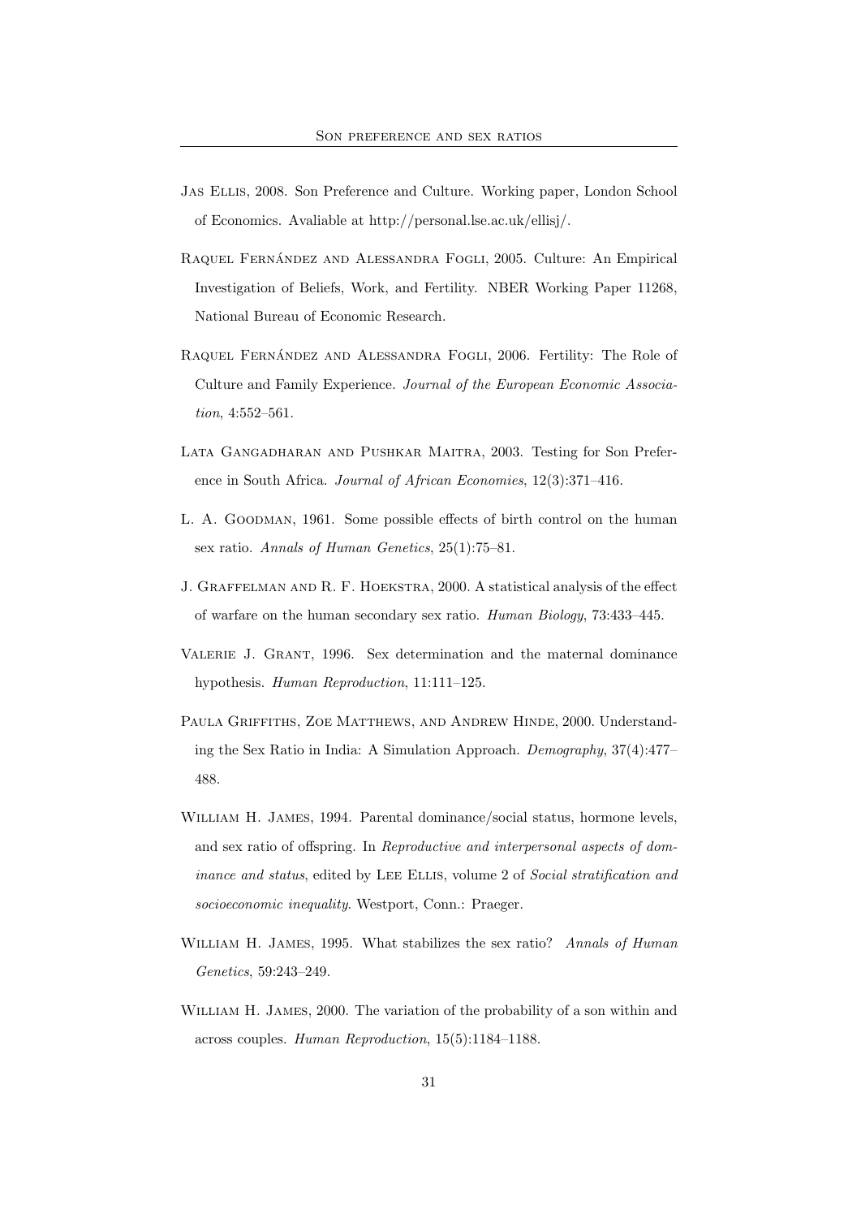Jas Ellis, 2008. Son Preference and Culture. Working paper, London School of Economics. Avaliable at http://personal.lse.ac.uk/ellisj/.

Raquel Fernández and Alessandra Fogli, 2005. Culture: An Empirical Investigation of Beliefs, Work, and Fertility. NBER Working Paper 11268, National Bureau of Economic Research.

Raquel Fernández and Alessandra Fogli, 2006. Fertility: The Role of Culture and Family Experience. *Journal of the European Economic Association*, 4:552–561.

Lata Gangadharan and Pushkar Maitra, 2003. Testing for Son Preference in South Africa. *Journal of African Economies*, 12(3):371–416.

L. A. Goodman, 1961. Some possible effects of birth control on the human sex ratio. *Annals of Human Genetics*, 25(1):75–81.

J. Graffelman and R. F. Hoekstra, 2000. A statistical analysis of the effect of warfare on the human secondary sex ratio. *Human Biology*, 73:433–445.

Valerie J. Grant, 1996. Sex determination and the maternal dominance hypothesis. *Human Reproduction*, 11:111–125.

Paula Griffiths, Zoe Matthews, and Andrew Hinde, 2000. Understanding the Sex Ratio in India: A Simulation Approach. *Demography*, 37(4):477–488.

William H. James, 1994. Parental dominance/social status, hormone levels, and sex ratio of offspring. In *Reproductive and interpersonal aspects of dominance and status*, edited by Lee Ellis, volume 2 of *Social stratification and socioeconomic inequality*. Westport, Conn.: Praeger.

William H. James, 1995. What stabilizes the sex ratio? *Annals of Human Genetics*, 59:243–249.

William H. James, 2000. The variation of the probability of a son within and across couples. *Human Reproduction*, 15(5):1184–1188.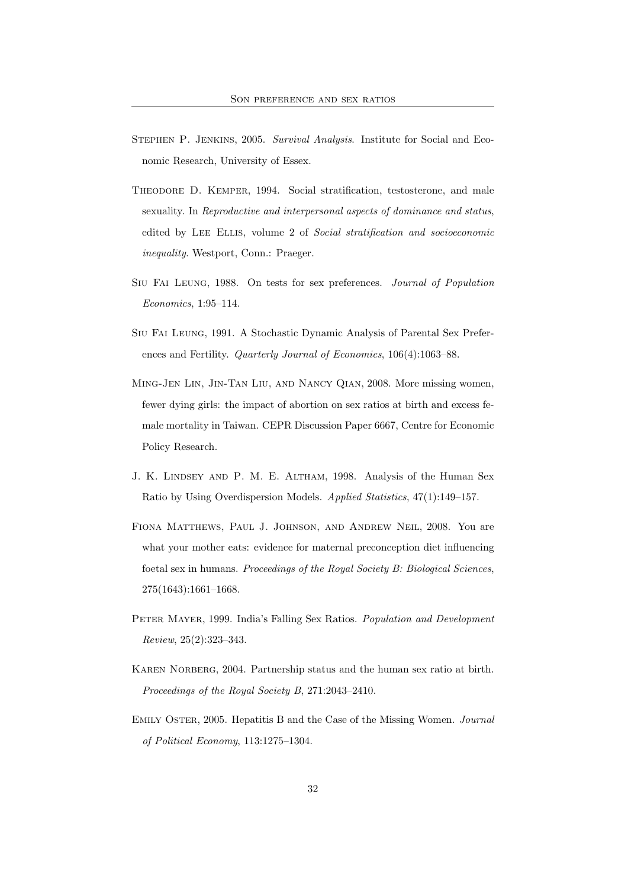Stephen P. Jenkins, 2005. *Survival Analysis*. Institute for Social and Economic Research, University of Essex.

Theodore D. Kemper, 1994. Social stratification, testosterone, and male sexuality. In *Reproductive and interpersonal aspects of dominance and status*, edited by Lee Ellis, volume 2 of *Social stratification and socioeconomic inequality*. Westport, Conn.: Praeger.

Siu Fai Leung, 1988. On tests for sex preferences. *Journal of Population Economics*, 1:95–114.

Siu Fai Leung, 1991. A Stochastic Dynamic Analysis of Parental Sex Preferences and Fertility. *Quarterly Journal of Economics*, 106(4):1063–88.

Ming-Jen Lin, Jin-Tan Liu, and Nancy Qian, 2008. More missing women, fewer dying girls: the impact of abortion on sex ratios at birth and excess female mortality in Taiwan. CEPR Discussion Paper 6667, Centre for Economic Policy Research.

J. K. Lindsey and P. M. E. Altham, 1998. Analysis of the Human Sex Ratio by Using Overdispersion Models. *Applied Statistics*, 47(1):149–157.

Fiona Matthews, Paul J. Johnson, and Andrew Neil, 2008. You are what your mother eats: evidence for maternal preconception diet influencing foetal sex in humans. *Proceedings of the Royal Society B: Biological Sciences*, 275(1643):1661–1668.

Peter Mayer, 1999. India's Falling Sex Ratios. *Population and Development Review*, 25(2):323–343.

Karen Norberg, 2004. Partnership status and the human sex ratio at birth. *Proceedings of the Royal Society B*, 271:2043–2410.

Emily Oster, 2005. Hepatitis B and the Case of the Missing Women. *Journal of Political Economy*, 113:1275–1304.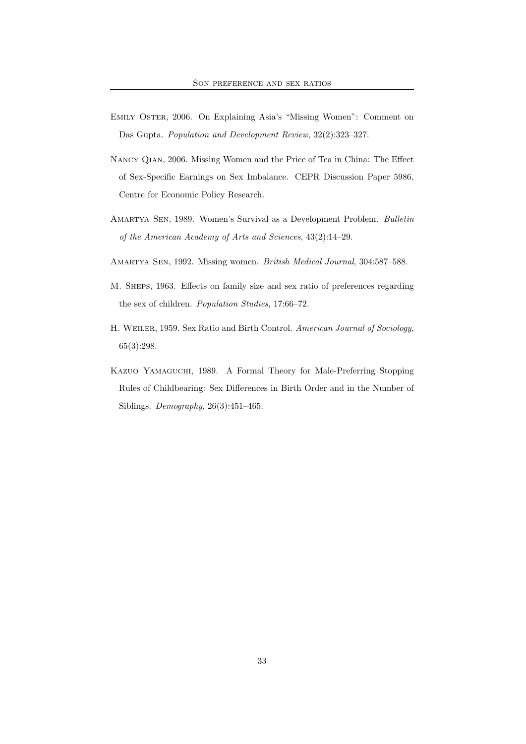Emily Oster, 2006. On Explaining Asia's "Missing Women": Comment on Das Gupta. *Population and Development Review*, 32(2):323–327.

Nancy Qian, 2006. Missing Women and the Price of Tea in China: The Effect of Sex-Specific Earnings on Sex Imbalance. CEPR Discussion Paper 5986, Centre for Economic Policy Research.

Amartya Sen, 1989. Women's Survival as a Development Problem. *Bulletin of the American Academy of Arts and Sciences*, 43(2):14–29.

Amartya Sen, 1992. Missing women. *British Medical Journal*, 304:587–588.

M. Sheps, 1963. Effects on family size and sex ratio of preferences regarding the sex of children. *Population Studies*, 17:66–72.

H. Weiler, 1959. Sex Ratio and Birth Control. *American Journal of Sociology*, 65(3):298.

Kazuo Yamaguchi, 1989. A Formal Theory for Male-Preferring Stopping Rules of Childbearing: Sex Differences in Birth Order and in the Number of Siblings. *Demography*, 26(3):451–465.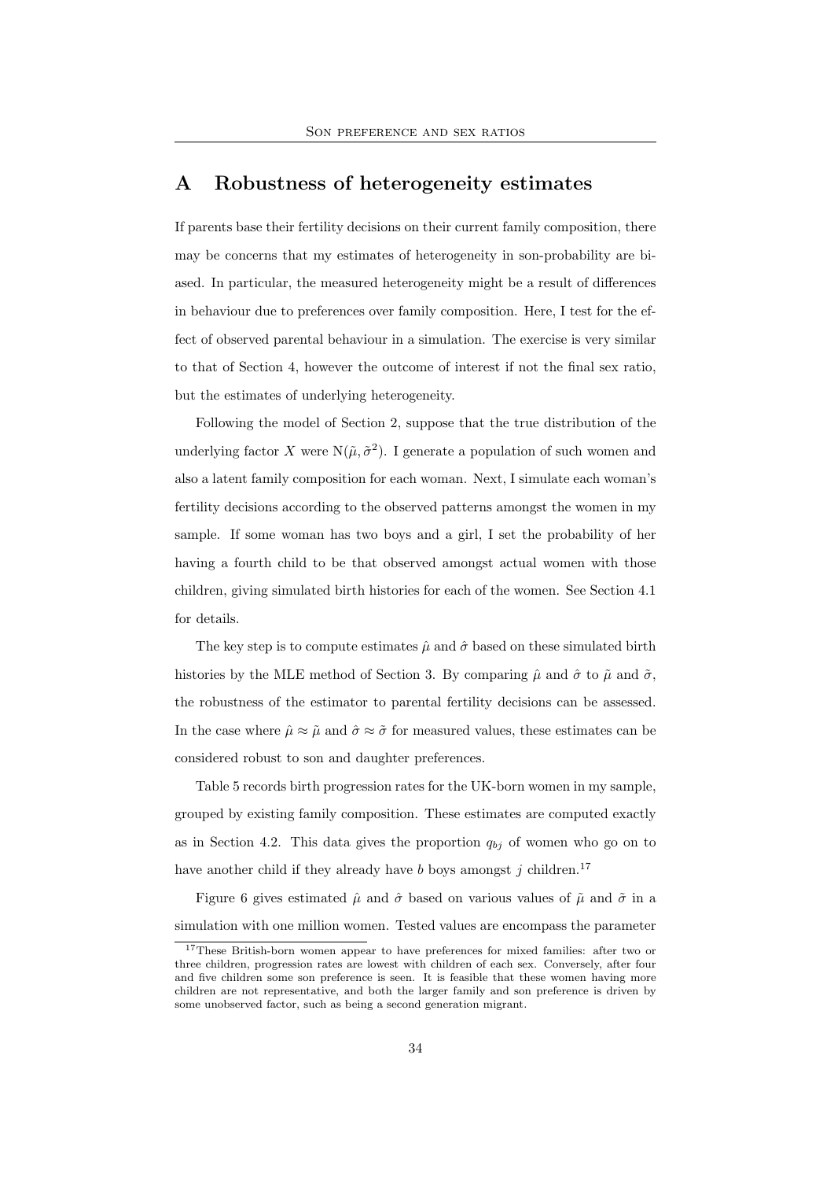# A Robustness of heterogeneity estimates

If parents base their fertility decisions on their current family composition, there may be concerns that my estimates of heterogeneity in son-probability are biased. In particular, the measured heterogeneity might be a result of differences in behaviour due to preferences over family composition. Here, I test for the effect of observed parental behaviour in a simulation. The exercise is very similar to that of Section 4, however the outcome of interest if not the final sex ratio, but the estimates of underlying heterogeneity.

Following the model of Section 2, suppose that the true distribution of the underlying factor $X$ were $\mathrm{N}(\tilde{\mu}, \tilde{\sigma}^2)$. I generate a population of such women and also a latent family composition for each woman. Next, I simulate each woman's fertility decisions according to the observed patterns amongst the women in my sample. If some woman has two boys and a girl, I set the probability of her having a fourth child to be that observed amongst actual women with those children, giving simulated birth histories for each of the women. See Section 4.1 for details.

The key step is to compute estimates $\hat{\mu}$ and $\hat{\sigma}$ based on these simulated birth histories by the MLE method of Section 3. By comparing $\hat{\mu}$ and $\hat{\sigma}$ to $\tilde{\mu}$ and $\tilde{\sigma}$, the robustness of the estimator to parental fertility decisions can be assessed. In the case where $\hat{\mu} \approx \tilde{\mu}$ and $\hat{\sigma} \approx \tilde{\sigma}$ for measured values, these estimates can be considered robust to son and daughter preferences.

Table 5 records birth progression rates for the UK-born women in my sample, grouped by existing family composition. These estimates are computed exactly as in Section 4.2. This data gives the proportion $q_{bj}$ of women who go on to have another child if they already have $b$ boys amongst $j$ children.[17]

Figure 6 gives estimated $\hat{\mu}$ and $\hat{\sigma}$ based on various values of $\tilde{\mu}$ and $\tilde{\sigma}$ in a simulation with one million women. Tested values are encompass the parameter

[17] These British-born women appear to have preferences for mixed families: after two or three children, progression rates are lowest with children of each sex. Conversely, after four and five children some son preference is seen. It is feasible that these women having more children are not representative, and both the larger family and son preference is driven by some unobserved factor, such as being a second generation migrant.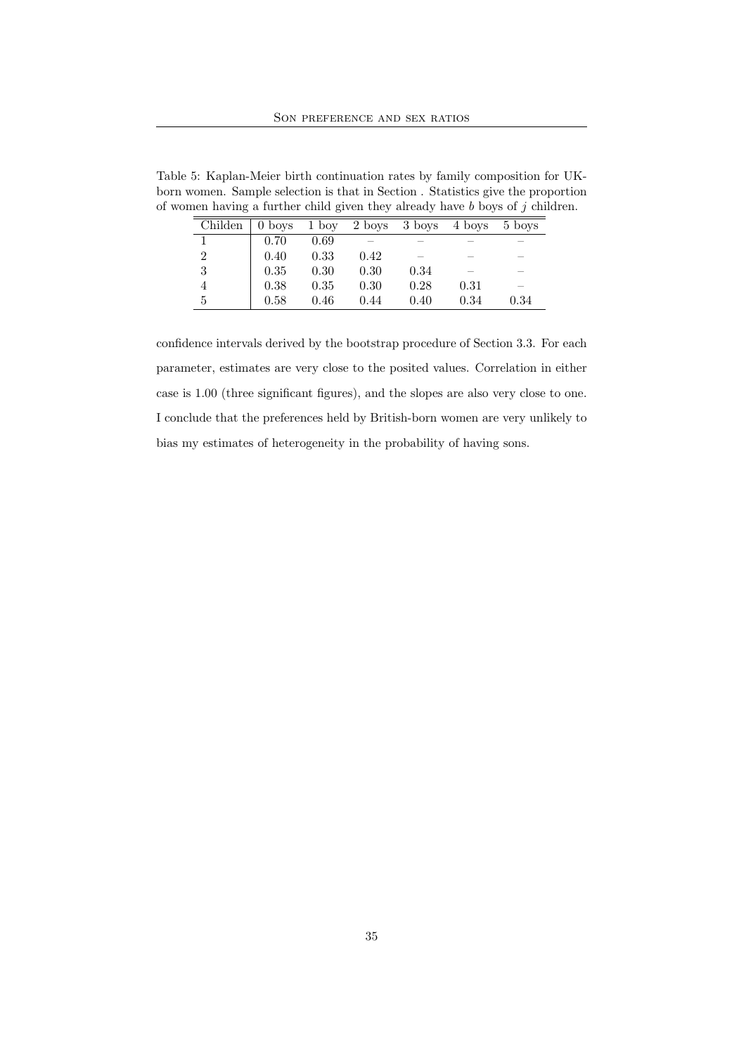Table 5: Kaplan-Meier birth continuation rates by family composition for UK-born women. Sample selection is that in Section . Statistics give the proportion of women having a further child given they already have $b$ boys of $j$ children.

| Childen | 0 boys | 1 boy | 2 boys | 3 boys | 4 boys | 5 boys |
|---|---|---|---|---|---|---|
| 1 | 0.70 | 0.69 | – | – | – | – |
| 2 | 0.40 | 0.33 | 0.42 | – | – | – |
| 3 | 0.35 | 0.30 | 0.30 | 0.34 | – | – |
| 4 | 0.38 | 0.35 | 0.30 | 0.28 | 0.31 | – |
| 5 | 0.58 | 0.46 | 0.44 | 0.40 | 0.34 | 0.34 |

confidence intervals derived by the bootstrap procedure of Section 3.3. For each parameter, estimates are very close to the posited values. Correlation in either case is 1.00 (three significant figures), and the slopes are also very close to one. I conclude that the preferences held by British-born women are very unlikely to bias my estimates of heterogeneity in the probability of having sons.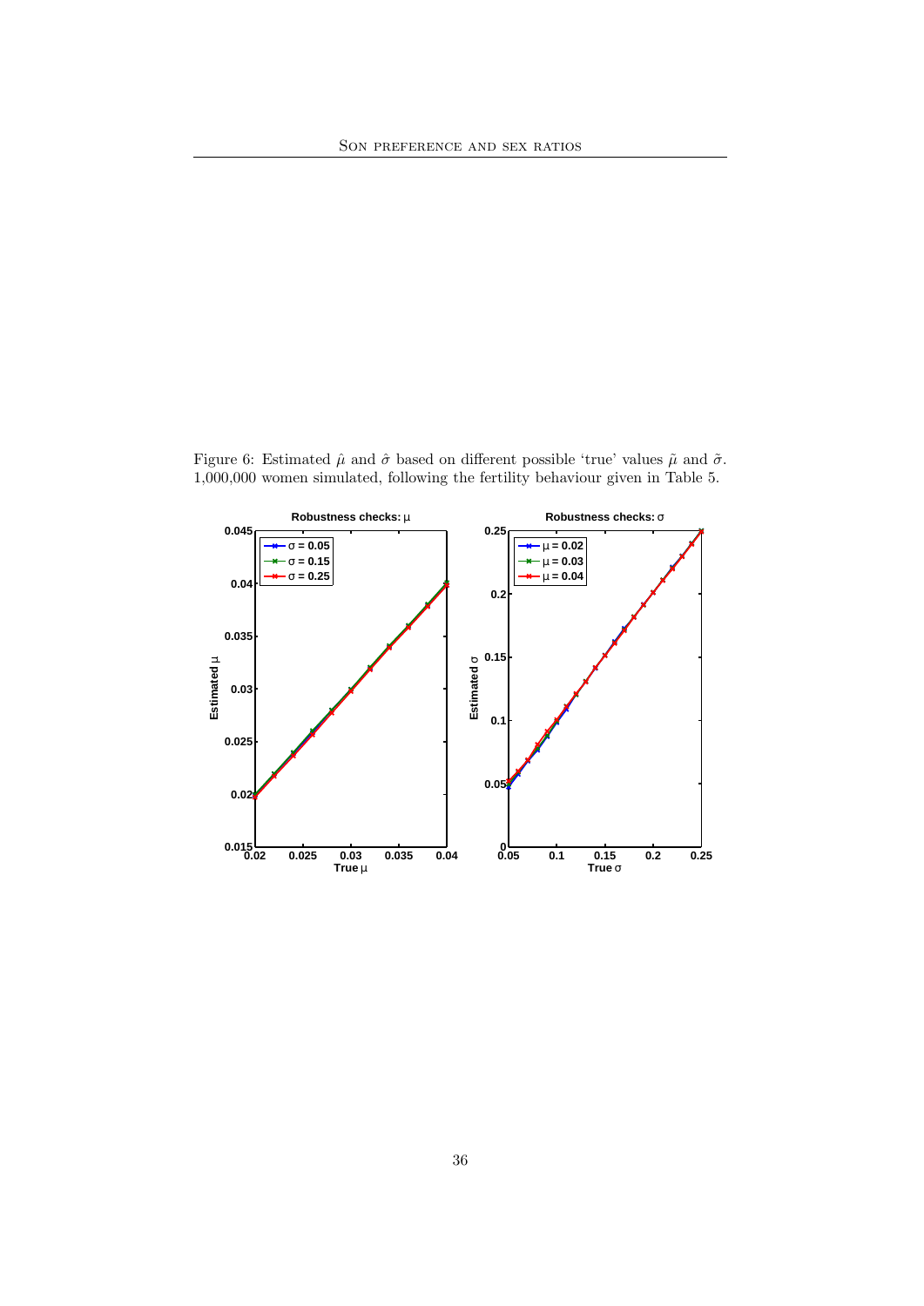Figure 6: Estimated $\hat{\mu}$ and $\hat{\sigma}$ based on different possible 'true' values $\tilde{\mu}$ and $\tilde{\sigma}$. 1,000,000 women simulated, following the fertility behaviour given in Table 5.

**Robustness checks: μ**

Estimated μ

True μ

σ = 0.05
σ = 0.15
σ = 0.25

0.045
0.04
0.035
0.03
0.025
0.02
0.015

0.02 0.025 0.03 0.035 0.04

**Robustness checks: σ**

Estimated σ

True σ

μ = 0.02
μ = 0.03
μ = 0.04

0.25
0.2
0.15
0.1
0.05
0

0.05 0.1 0.15 0.2 0.25